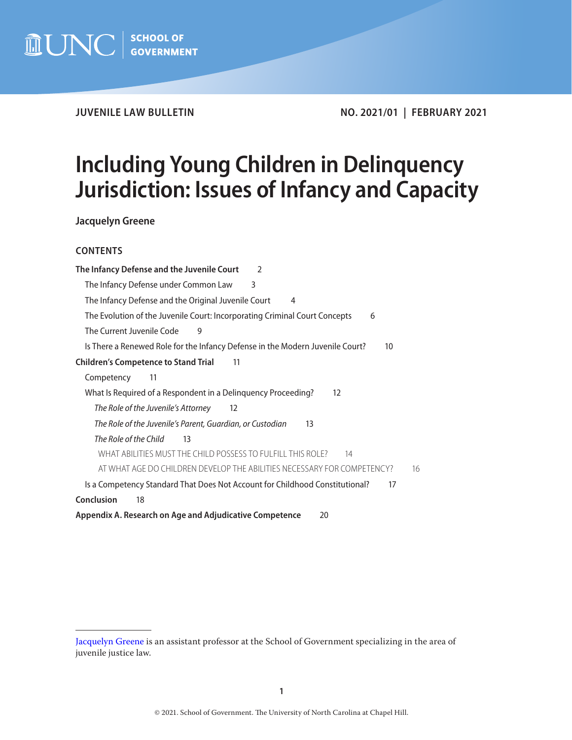UNC SCHOOL OF GOVERNMENT

JUVENILE LAW BULLETIN

NO. 2021/01 | FEBRUARY 2021

# Including Young Children in Delinquency Jurisdiction: Issues of Infancy and Capacity

**Jacquelyn Greene**

## CONTENTS

**The Infancy Defense and the Juvenile Court** 2

- The Infancy Defense under Common Law 3
- The Infancy Defense and the Original Juvenile Court 4
- The Evolution of the Juvenile Court: Incorporating Criminal Court Concepts 6
- The Current Juvenile Code 9
- Is There a Renewed Role for the Infancy Defense in the Modern Juvenile Court? 10

**Children's Competence to Stand Trial** 11

- Competency 11
- What Is Required of a Respondent in a Delinquency Proceeding? 12
  - *The Role of the Juvenile's Attorney* 12
  - *The Role of the Juvenile's Parent, Guardian, or Custodian* 13
  - *The Role of the Child* 13
    - WHAT ABILITIES MUST THE CHILD POSSESS TO FULFILL THIS ROLE? 14
    - AT WHAT AGE DO CHILDREN DEVELOP THE ABILITIES NECESSARY FOR COMPETENCY? 16
- Is a Competency Standard That Does Not Account for Childhood Constitutional? 17

**Conclusion** 18

**Appendix A. Research on Age and Adjudicative Competence** 20

---

Jacquelyn Greene is an assistant professor at the School of Government specializing in the area of juvenile justice law.

© 2021. School of Government. The University of North Carolina at Chapel Hill.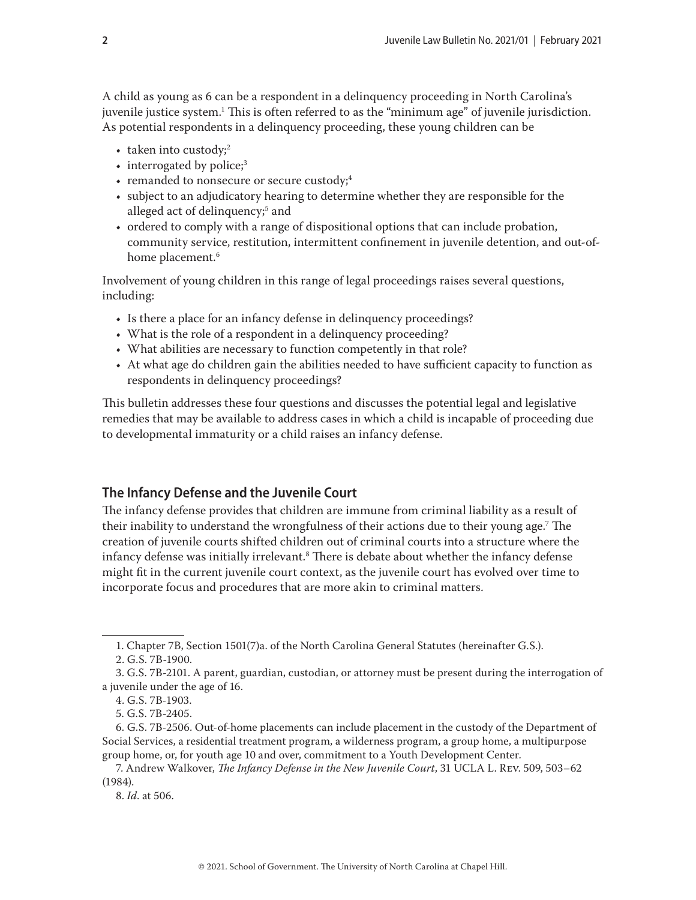A child as young as 6 can be a respondent in a delinquency proceeding in North Carolina's juvenile justice system.[1] This is often referred to as the "minimum age" of juvenile jurisdiction. As potential respondents in a delinquency proceeding, these young children can be

- taken into custody;[2]
- interrogated by police;[3]
- remanded to nonsecure or secure custody;[4]
- subject to an adjudicatory hearing to determine whether they are responsible for the alleged act of delinquency;[5] and
- ordered to comply with a range of dispositional options that can include probation, community service, restitution, intermittent confinement in juvenile detention, and out-of-home placement.[6]

Involvement of young children in this range of legal proceedings raises several questions, including:

- Is there a place for an infancy defense in delinquency proceedings?
- What is the role of a respondent in a delinquency proceeding?
- What abilities are necessary to function competently in that role?
- At what age do children gain the abilities needed to have sufficient capacity to function as respondents in delinquency proceedings?

This bulletin addresses these four questions and discusses the potential legal and legislative remedies that may be available to address cases in which a child is incapable of proceeding due to developmental immaturity or a child raises an infancy defense.

## The Infancy Defense and the Juvenile Court

The infancy defense provides that children are immune from criminal liability as a result of their inability to understand the wrongfulness of their actions due to their young age.[7] The creation of juvenile courts shifted children out of criminal courts into a structure where the infancy defense was initially irrelevant.[8] There is debate about whether the infancy defense might fit in the current juvenile court context, as the juvenile court has evolved over time to incorporate focus and procedures that are more akin to criminal matters.

---

1. Chapter 7B, Section 1501(7)a. of the North Carolina General Statutes (hereinafter G.S.).

2. G.S. 7B-1900.

3. G.S. 7B-2101. A parent, guardian, custodian, or attorney must be present during the interrogation of a juvenile under the age of 16.

4. G.S. 7B-1903.

5. G.S. 7B-2405.

6. G.S. 7B-2506. Out-of-home placements can include placement in the custody of the Department of Social Services, a residential treatment program, a wilderness program, a group home, a multipurpose group home, or, for youth age 10 and over, commitment to a Youth Development Center.

7. Andrew Walkover, *The Infancy Defense in the New Juvenile Court*, 31 UCLA L. Rev. 509, 503–62 (1984).

8. *Id.* at 506.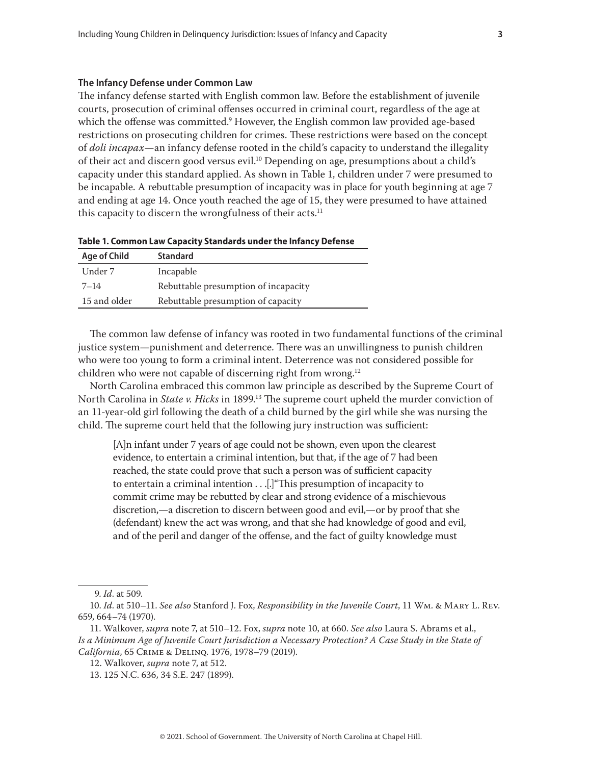### The Infancy Defense under Common Law

The infancy defense started with English common law. Before the establishment of juvenile courts, prosecution of criminal offenses occurred in criminal court, regardless of the age at which the offense was committed.[9] However, the English common law provided age-based restrictions on prosecuting children for crimes. These restrictions were based on the concept of *doli incapax*—an infancy defense rooted in the child's capacity to understand the illegality of their act and discern good versus evil.[10] Depending on age, presumptions about a child's capacity under this standard applied. As shown in Table 1, children under 7 were presumed to be incapable. A rebuttable presumption of incapacity was in place for youth beginning at age 7 and ending at age 14. Once youth reached the age of 15, they were presumed to have attained this capacity to discern the wrongfulness of their acts.[11]

**Table 1. Common Law Capacity Standards under the Infancy Defense**

| Age of Child | Standard |
|---|---|
| Under 7 | Incapable |
| 7–14 | Rebuttable presumption of incapacity |
| 15 and older | Rebuttable presumption of capacity |

The common law defense of infancy was rooted in two fundamental functions of the criminal justice system—punishment and deterrence. There was an unwillingness to punish children who were too young to form a criminal intent. Deterrence was not considered possible for children who were not capable of discerning right from wrong.[12]

North Carolina embraced this common law principle as described by the Supreme Court of North Carolina in *State v. Hicks* in 1899.[13] The supreme court upheld the murder conviction of an 11-year-old girl following the death of a child burned by the girl while she was nursing the child. The supreme court held that the following jury instruction was sufficient:

> [A]n infant under 7 years of age could not be shown, even upon the clearest evidence, to entertain a criminal intention, but that, if the age of 7 had been reached, the state could prove that such a person was of sufficient capacity to entertain a criminal intention . . .[.]"This presumption of incapacity to commit crime may be rebutted by clear and strong evidence of a mischievous discretion,—a discretion to discern between good and evil,—or by proof that she (defendant) knew the act was wrong, and that she had knowledge of good and evil, and of the peril and danger of the offense, and the fact of guilty knowledge must

9. *Id.* at 509.

10. *Id.* at 510–11. *See also* Stanford J. Fox, *Responsibility in the Juvenile Court*, 11 Wm. & Mary L. Rev. 659, 664–74 (1970).

11. Walkover, *supra* note 7, at 510–12. Fox, *supra* note 10, at 660. *See also* Laura S. Abrams et al., *Is a Minimum Age of Juvenile Court Jurisdiction a Necessary Protection? A Case Study in the State of California*, 65 Crime & Delinq. 1976, 1978–79 (2019).

12. Walkover, *supra* note 7, at 512.

13. 125 N.C. 636, 34 S.E. 247 (1899).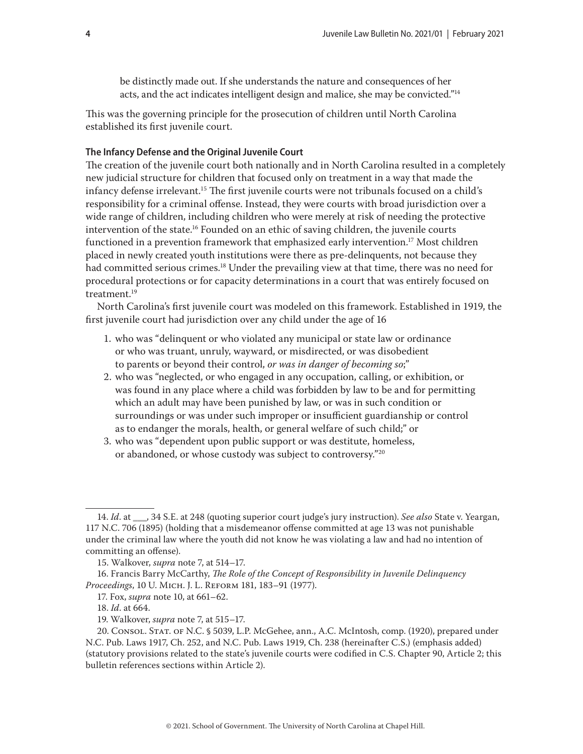be distinctly made out. If she understands the nature and consequences of her acts, and the act indicates intelligent design and malice, she may be convicted."[14]

This was the governing principle for the prosecution of children until North Carolina established its first juvenile court.

### The Infancy Defense and the Original Juvenile Court

The creation of the juvenile court both nationally and in North Carolina resulted in a completely new judicial structure for children that focused only on treatment in a way that made the infancy defense irrelevant.[15] The first juvenile courts were not tribunals focused on a child's responsibility for a criminal offense. Instead, they were courts with broad jurisdiction over a wide range of children, including children who were merely at risk of needing the protective intervention of the state.[16] Founded on an ethic of saving children, the juvenile courts functioned in a prevention framework that emphasized early intervention.[17] Most children placed in newly created youth institutions were there as pre-delinquents, not because they had committed serious crimes.[18] Under the prevailing view at that time, there was no need for procedural protections or for capacity determinations in a court that was entirely focused on treatment.[19]

North Carolina's first juvenile court was modeled on this framework. Established in 1919, the first juvenile court had jurisdiction over any child under the age of 16

1. who was "delinquent or who violated any municipal or state law or ordinance or who was truant, unruly, wayward, or misdirected, or was disobedient to parents or beyond their control, *or was in danger of becoming so*;"
2. who was "neglected, or who engaged in any occupation, calling, or exhibition, or was found in any place where a child was forbidden by law to be and for permitting which an adult may have been punished by law, or was in such condition or surroundings or was under such improper or insufficient guardianship or control as to endanger the morals, health, or general welfare of such child;" or
3. who was "dependent upon public support or was destitute, homeless, or abandoned, or whose custody was subject to controversy."[20]

---

14. *Id.* at ___, 34 S.E. at 248 (quoting superior court judge's jury instruction). *See also* State v. Yeargan, 117 N.C. 706 (1895) (holding that a misdemeanor offense committed at age 13 was not punishable under the criminal law where the youth did not know he was violating a law and had no intention of committing an offense).

15. Walkover, *supra* note 7, at 514–17.

16. Francis Barry McCarthy, *The Role of the Concept of Responsibility in Juvenile Delinquency Proceedings*, 10 U. Mich. J. L. Reform 181, 183–91 (1977).

17. Fox, *supra* note 10, at 661–62.

18. *Id.* at 664.

19. Walkover, *supra* note 7, at 515–17.

20. Consol. Stat. of N.C. § 5039, L.P. McGehee, ann., A.C. McIntosh, comp. (1920), prepared under N.C. Pub. Laws 1917, Ch. 252, and N.C. Pub. Laws 1919, Ch. 238 (hereinafter C.S.) (emphasis added) (statutory provisions related to the state's juvenile courts were codified in C.S. Chapter 90, Article 2; this bulletin references sections within Article 2).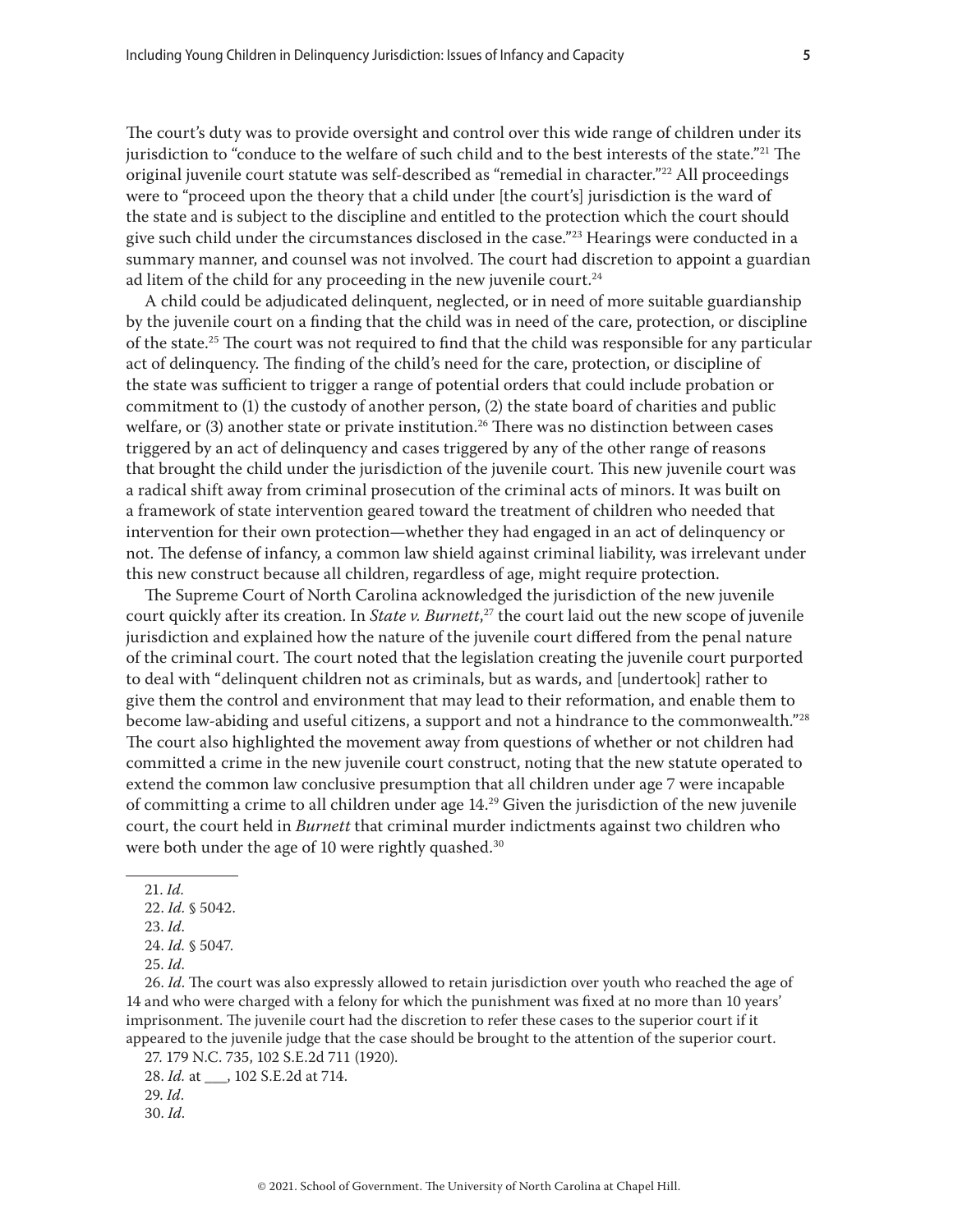The court's duty was to provide oversight and control over this wide range of children under its jurisdiction to "conduce to the welfare of such child and to the best interests of the state."[21] The original juvenile court statute was self-described as "remedial in character."[22] All proceedings were to "proceed upon the theory that a child under [the court's] jurisdiction is the ward of the state and is subject to the discipline and entitled to the protection which the court should give such child under the circumstances disclosed in the case."[23] Hearings were conducted in a summary manner, and counsel was not involved. The court had discretion to appoint a guardian ad litem of the child for any proceeding in the new juvenile court.[24]

A child could be adjudicated delinquent, neglected, or in need of more suitable guardianship by the juvenile court on a finding that the child was in need of the care, protection, or discipline of the state.[25] The court was not required to find that the child was responsible for any particular act of delinquency. The finding of the child's need for the care, protection, or discipline of the state was sufficient to trigger a range of potential orders that could include probation or commitment to (1) the custody of another person, (2) the state board of charities and public welfare, or (3) another state or private institution.[26] There was no distinction between cases triggered by an act of delinquency and cases triggered by any of the other range of reasons that brought the child under the jurisdiction of the juvenile court. This new juvenile court was a radical shift away from criminal prosecution of the criminal acts of minors. It was built on a framework of state intervention geared toward the treatment of children who needed that intervention for their own protection—whether they had engaged in an act of delinquency or not. The defense of infancy, a common law shield against criminal liability, was irrelevant under this new construct because all children, regardless of age, might require protection.

The Supreme Court of North Carolina acknowledged the jurisdiction of the new juvenile court quickly after its creation. In *State v. Burnett*,[27] the court laid out the new scope of juvenile jurisdiction and explained how the nature of the juvenile court differed from the penal nature of the criminal court. The court noted that the legislation creating the juvenile court purported to deal with "delinquent children not as criminals, but as wards, and [undertook] rather to give them the control and environment that may lead to their reformation, and enable them to become law-abiding and useful citizens, a support and not a hindrance to the commonwealth."[28] The court also highlighted the movement away from questions of whether or not children had committed a crime in the new juvenile court construct, noting that the new statute operated to extend the common law conclusive presumption that all children under age 7 were incapable of committing a crime to all children under age 14.[29] Given the jurisdiction of the new juvenile court, the court held in *Burnett* that criminal murder indictments against two children who were both under the age of 10 were rightly quashed.[30]

---

21. *Id.*

22. *Id.* § 5042.

23. *Id.*

24. *Id.* § 5047.

25. *Id.*

26. *Id.* The court was also expressly allowed to retain jurisdiction over youth who reached the age of 14 and who were charged with a felony for which the punishment was fixed at no more than 10 years' imprisonment. The juvenile court had the discretion to refer these cases to the superior court if it appeared to the juvenile judge that the case should be brought to the attention of the superior court.

27. 179 N.C. 735, 102 S.E.2d 711 (1920).

28. *Id.* at ___, 102 S.E.2d at 714.

29. *Id.*

30. *Id.*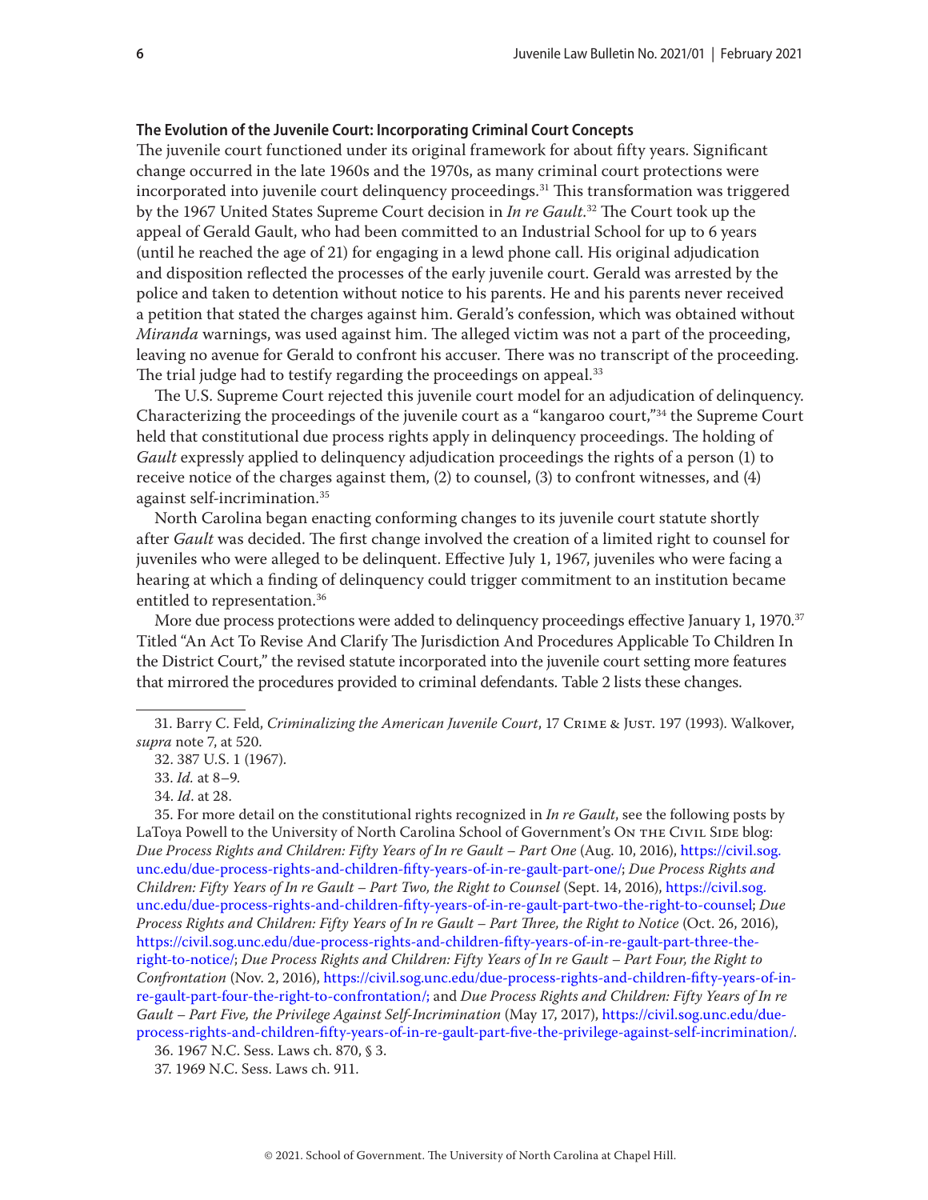### The Evolution of the Juvenile Court: Incorporating Criminal Court Concepts

The juvenile court functioned under its original framework for about fifty years. Significant change occurred in the late 1960s and the 1970s, as many criminal court protections were incorporated into juvenile court delinquency proceedings.[31] This transformation was triggered by the 1967 United States Supreme Court decision in *In re Gault*.[32] The Court took up the appeal of Gerald Gault, who had been committed to an Industrial School for up to 6 years (until he reached the age of 21) for engaging in a lewd phone call. His original adjudication and disposition reflected the processes of the early juvenile court. Gerald was arrested by the police and taken to detention without notice to his parents. He and his parents never received a petition that stated the charges against him. Gerald's confession, which was obtained without *Miranda* warnings, was used against him. The alleged victim was not a part of the proceeding, leaving no avenue for Gerald to confront his accuser. There was no transcript of the proceeding. The trial judge had to testify regarding the proceedings on appeal.[33]

The U.S. Supreme Court rejected this juvenile court model for an adjudication of delinquency. Characterizing the proceedings of the juvenile court as a "kangaroo court,"[34] the Supreme Court held that constitutional due process rights apply in delinquency proceedings. The holding of *Gault* expressly applied to delinquency adjudication proceedings the rights of a person (1) to receive notice of the charges against them, (2) to counsel, (3) to confront witnesses, and (4) against self-incrimination.[35]

North Carolina began enacting conforming changes to its juvenile court statute shortly after *Gault* was decided. The first change involved the creation of a limited right to counsel for juveniles who were alleged to be delinquent. Effective July 1, 1967, juveniles who were facing a hearing at which a finding of delinquency could trigger commitment to an institution became entitled to representation.[36]

More due process protections were added to delinquency proceedings effective January 1, 1970.[37] Titled "An Act To Revise And Clarify The Jurisdiction And Procedures Applicable To Children In the District Court," the revised statute incorporated into the juvenile court setting more features that mirrored the procedures provided to criminal defendants. Table 2 lists these changes.

---

31. Barry C. Feld, *Criminalizing the American Juvenile Court*, 17 Crime & Just. 197 (1993). Walkover, *supra* note 7, at 520.

32. 387 U.S. 1 (1967).

33. *Id.* at 8–9.

34. *Id*. at 28.

35. For more detail on the constitutional rights recognized in *In re Gault*, see the following posts by LaToya Powell to the University of North Carolina School of Government's On the Civil Side blog: *Due Process Rights and Children: Fifty Years of In re Gault – Part One* (Aug. 10, 2016), https://civil.sog.unc.edu/due-process-rights-and-children-fifty-years-of-in-re-gault-part-one/; *Due Process Rights and Children: Fifty Years of In re Gault – Part Two, the Right to Counsel* (Sept. 14, 2016), https://civil.sog.unc.edu/due-process-rights-and-children-fifty-years-of-in-re-gault-part-two-the-right-to-counsel; *Due Process Rights and Children: Fifty Years of In re Gault – Part Three, the Right to Notice* (Oct. 26, 2016), https://civil.sog.unc.edu/due-process-rights-and-children-fifty-years-of-in-re-gault-part-three-the-right-to-notice/; *Due Process Rights and Children: Fifty Years of In re Gault – Part Four, the Right to Confrontation* (Nov. 2, 2016), https://civil.sog.unc.edu/due-process-rights-and-children-fifty-years-of-in-re-gault-part-four-the-right-to-confrontation/; and *Due Process Rights and Children: Fifty Years of In re Gault – Part Five, the Privilege Against Self-Incrimination* (May 17, 2017), https://civil.sog.unc.edu/due-process-rights-and-children-fifty-years-of-in-re-gault-part-five-the-privilege-against-self-incrimination/.

36. 1967 N.C. Sess. Laws ch. 870, § 3.

37. 1969 N.C. Sess. Laws ch. 911.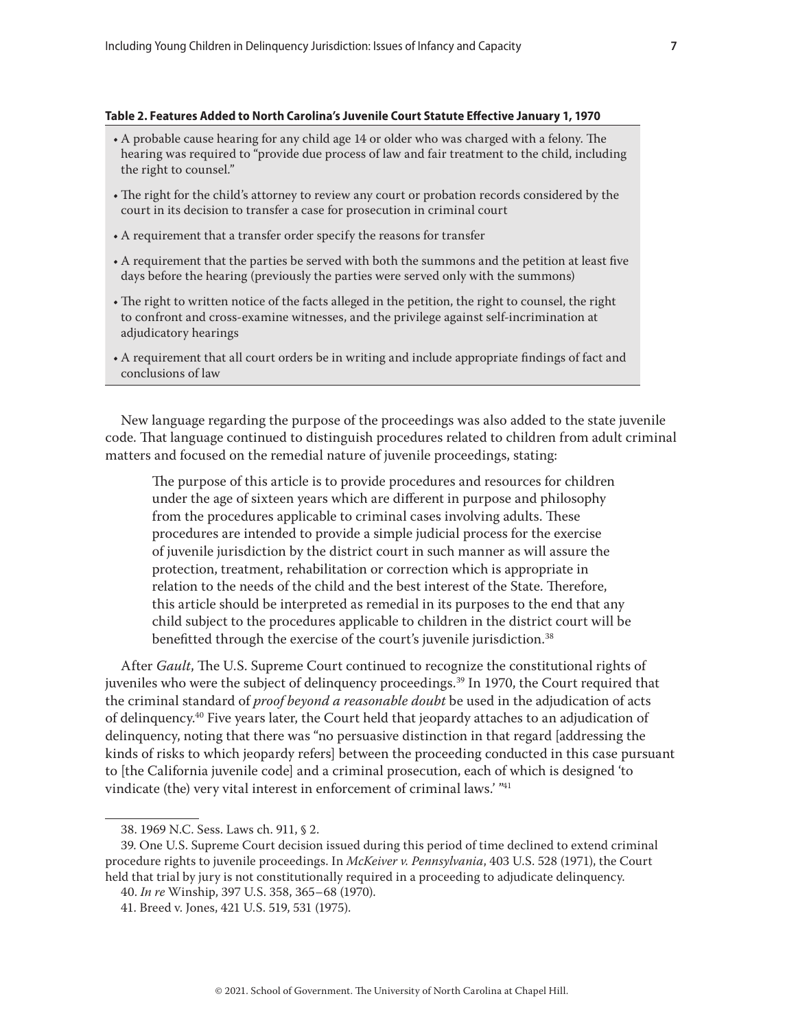**Table 2. Features Added to North Carolina's Juvenile Court Statute Effective January 1, 1970**

- A probable cause hearing for any child age 14 or older who was charged with a felony. The hearing was required to "provide due process of law and fair treatment to the child, including the right to counsel."
- The right for the child's attorney to review any court or probation records considered by the court in its decision to transfer a case for prosecution in criminal court
- A requirement that a transfer order specify the reasons for transfer
- A requirement that the parties be served with both the summons and the petition at least five days before the hearing (previously the parties were served only with the summons)
- The right to written notice of the facts alleged in the petition, the right to counsel, the right to confront and cross-examine witnesses, and the privilege against self-incrimination at adjudicatory hearings
- A requirement that all court orders be in writing and include appropriate findings of fact and conclusions of law

New language regarding the purpose of the proceedings was also added to the state juvenile code. That language continued to distinguish procedures related to children from adult criminal matters and focused on the remedial nature of juvenile proceedings, stating:

> The purpose of this article is to provide procedures and resources for children under the age of sixteen years which are different in purpose and philosophy from the procedures applicable to criminal cases involving adults. These procedures are intended to provide a simple judicial process for the exercise of juvenile jurisdiction by the district court in such manner as will assure the protection, treatment, rehabilitation or correction which is appropriate in relation to the needs of the child and the best interest of the State. Therefore, this article should be interpreted as remedial in its purposes to the end that any child subject to the procedures applicable to children in the district court will be benefitted through the exercise of the court's juvenile jurisdiction.[38]

After *Gault*, The U.S. Supreme Court continued to recognize the constitutional rights of juveniles who were the subject of delinquency proceedings.[39] In 1970, the Court required that the criminal standard of *proof beyond a reasonable doubt* be used in the adjudication of acts of delinquency.[40] Five years later, the Court held that jeopardy attaches to an adjudication of delinquency, noting that there was "no persuasive distinction in that regard [addressing the kinds of risks to which jeopardy refers] between the proceeding conducted in this case pursuant to [the California juvenile code] and a criminal prosecution, each of which is designed 'to vindicate (the) very vital interest in enforcement of criminal laws.' "[41]

---

38. 1969 N.C. Sess. Laws ch. 911, § 2.

39. One U.S. Supreme Court decision issued during this period of time declined to extend criminal procedure rights to juvenile proceedings. In *McKeiver v. Pennsylvania*, 403 U.S. 528 (1971), the Court held that trial by jury is not constitutionally required in a proceeding to adjudicate delinquency.

40. *In re* Winship, 397 U.S. 358, 365–68 (1970).

41. Breed v. Jones, 421 U.S. 519, 531 (1975).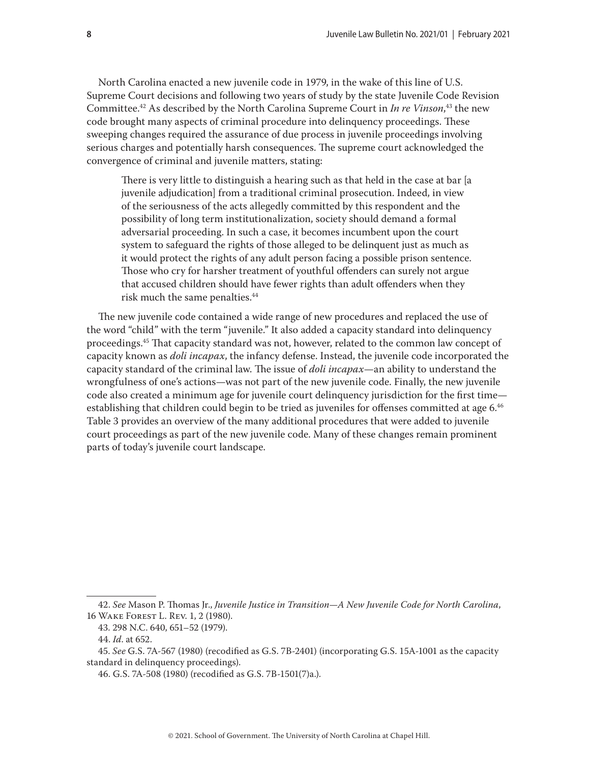North Carolina enacted a new juvenile code in 1979, in the wake of this line of U.S. Supreme Court decisions and following two years of study by the state Juvenile Code Revision Committee.[42] As described by the North Carolina Supreme Court in *In re Vinson*,[43] the new code brought many aspects of criminal procedure into delinquency proceedings. These sweeping changes required the assurance of due process in juvenile proceedings involving serious charges and potentially harsh consequences. The supreme court acknowledged the convergence of criminal and juvenile matters, stating:

> There is very little to distinguish a hearing such as that held in the case at bar [a juvenile adjudication] from a traditional criminal prosecution. Indeed, in view of the seriousness of the acts allegedly committed by this respondent and the possibility of long term institutionalization, society should demand a formal adversarial proceeding. In such a case, it becomes incumbent upon the court system to safeguard the rights of those alleged to be delinquent just as much as it would protect the rights of any adult person facing a possible prison sentence. Those who cry for harsher treatment of youthful offenders can surely not argue that accused children should have fewer rights than adult offenders when they risk much the same penalties.[44]

The new juvenile code contained a wide range of new procedures and replaced the use of the word "child" with the term "juvenile." It also added a capacity standard into delinquency proceedings.[45] That capacity standard was not, however, related to the common law concept of capacity known as *doli incapax*, the infancy defense. Instead, the juvenile code incorporated the capacity standard of the criminal law. The issue of *doli incapax*—an ability to understand the wrongfulness of one's actions—was not part of the new juvenile code. Finally, the new juvenile code also created a minimum age for juvenile court delinquency jurisdiction for the first time—establishing that children could begin to be tried as juveniles for offenses committed at age 6.[46] Table 3 provides an overview of the many additional procedures that were added to juvenile court proceedings as part of the new juvenile code. Many of these changes remain prominent parts of today's juvenile court landscape.

---

42. *See* Mason P. Thomas Jr., *Juvenile Justice in Transition—A New Juvenile Code for North Carolina*, 16 Wake Forest L. Rev. 1, 2 (1980).

43. 298 N.C. 640, 651–52 (1979).

44. *Id*. at 652.

45. *See* G.S. 7A-567 (1980) (recodified as G.S. 7B-2401) (incorporating G.S. 15A-1001 as the capacity standard in delinquency proceedings).

46. G.S. 7A-508 (1980) (recodified as G.S. 7B-1501(7)a.).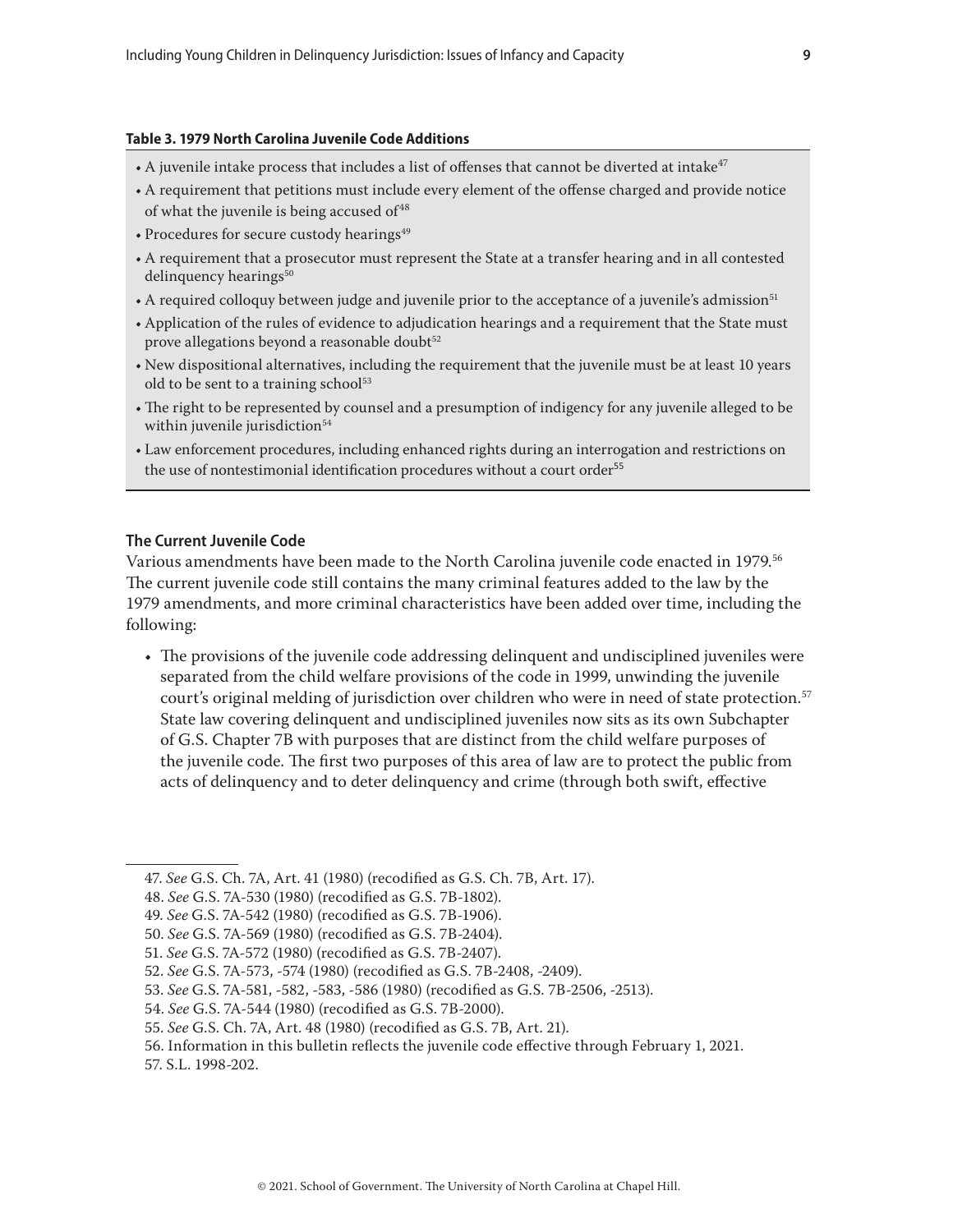**Table 3. 1979 North Carolina Juvenile Code Additions**

- A juvenile intake process that includes a list of offenses that cannot be diverted at intake[47]
- A requirement that petitions must include every element of the offense charged and provide notice of what the juvenile is being accused of[48]
- Procedures for secure custody hearings[49]
- A requirement that a prosecutor must represent the State at a transfer hearing and in all contested delinquency hearings[50]
- A required colloquy between judge and juvenile prior to the acceptance of a juvenile's admission[51]
- Application of the rules of evidence to adjudication hearings and a requirement that the State must prove allegations beyond a reasonable doubt[52]
- New dispositional alternatives, including the requirement that the juvenile must be at least 10 years old to be sent to a training school[53]
- The right to be represented by counsel and a presumption of indigency for any juvenile alleged to be within juvenile jurisdiction[54]
- Law enforcement procedures, including enhanced rights during an interrogation and restrictions on the use of nontestimonial identification procedures without a court order[55]

### The Current Juvenile Code

Various amendments have been made to the North Carolina juvenile code enacted in 1979.[56] The current juvenile code still contains the many criminal features added to the law by the 1979 amendments, and more criminal characteristics have been added over time, including the following:

- The provisions of the juvenile code addressing delinquent and undisciplined juveniles were separated from the child welfare provisions of the code in 1999, unwinding the juvenile court's original melding of jurisdiction over children who were in need of state protection.[57] State law covering delinquent and undisciplined juveniles now sits as its own Subchapter of G.S. Chapter 7B with purposes that are distinct from the child welfare purposes of the juvenile code. The first two purposes of this area of law are to protect the public from acts of delinquency and to deter delinquency and crime (through both swift, effective

---

47. *See* G.S. Ch. 7A, Art. 41 (1980) (recodified as G.S. Ch. 7B, Art. 17).
48. *See* G.S. 7A-530 (1980) (recodified as G.S. 7B-1802).
49. *See* G.S. 7A-542 (1980) (recodified as G.S. 7B-1906).
50. *See* G.S. 7A-569 (1980) (recodified as G.S. 7B-2404).
51. *See* G.S. 7A-572 (1980) (recodified as G.S. 7B-2407).
52. *See* G.S. 7A-573, -574 (1980) (recodified as G.S. 7B-2408, -2409).
53. *See* G.S. 7A-581, -582, -583, -586 (1980) (recodified as G.S. 7B-2506, -2513).
54. *See* G.S. 7A-544 (1980) (recodified as G.S. 7B-2000).
55. *See* G.S. Ch. 7A, Art. 48 (1980) (recodified as G.S. 7B, Art. 21).
56. Information in this bulletin reflects the juvenile code effective through February 1, 2021.
57. S.L. 1998-202.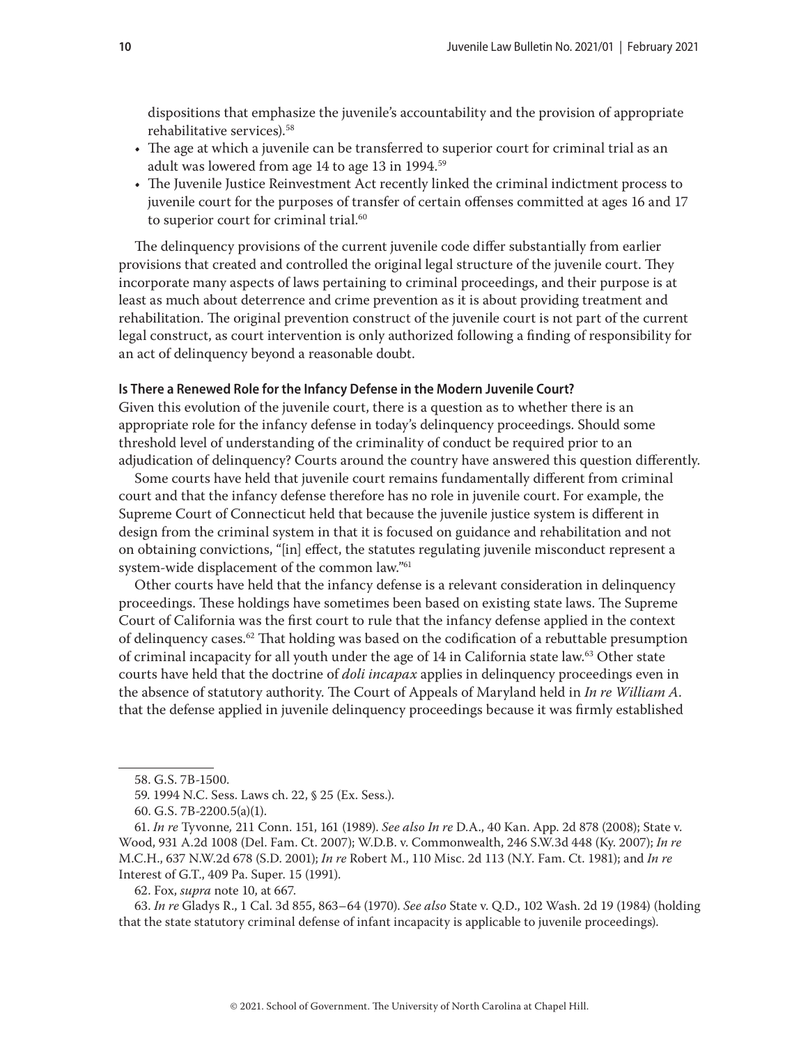dispositions that emphasize the juvenile's accountability and the provision of appropriate rehabilitative services).[58]

- The age at which a juvenile can be transferred to superior court for criminal trial as an adult was lowered from age 14 to age 13 in 1994.[59]
- The Juvenile Justice Reinvestment Act recently linked the criminal indictment process to juvenile court for the purposes of transfer of certain offenses committed at ages 16 and 17 to superior court for criminal trial.[60]

The delinquency provisions of the current juvenile code differ substantially from earlier provisions that created and controlled the original legal structure of the juvenile court. They incorporate many aspects of laws pertaining to criminal proceedings, and their purpose is at least as much about deterrence and crime prevention as it is about providing treatment and rehabilitation. The original prevention construct of the juvenile court is not part of the current legal construct, as court intervention is only authorized following a finding of responsibility for an act of delinquency beyond a reasonable doubt.

### Is There a Renewed Role for the Infancy Defense in the Modern Juvenile Court?

Given this evolution of the juvenile court, there is a question as to whether there is an appropriate role for the infancy defense in today's delinquency proceedings. Should some threshold level of understanding of the criminality of conduct be required prior to an adjudication of delinquency? Courts around the country have answered this question differently.

Some courts have held that juvenile court remains fundamentally different from criminal court and that the infancy defense therefore has no role in juvenile court. For example, the Supreme Court of Connecticut held that because the juvenile justice system is different in design from the criminal system in that it is focused on guidance and rehabilitation and not on obtaining convictions, "[in] effect, the statutes regulating juvenile misconduct represent a system-wide displacement of the common law."[61]

Other courts have held that the infancy defense is a relevant consideration in delinquency proceedings. These holdings have sometimes been based on existing state laws. The Supreme Court of California was the first court to rule that the infancy defense applied in the context of delinquency cases.[62] That holding was based on the codification of a rebuttable presumption of criminal incapacity for all youth under the age of 14 in California state law.[63] Other state courts have held that the doctrine of *doli incapax* applies in delinquency proceedings even in the absence of statutory authority. The Court of Appeals of Maryland held in *In re William A.* that the defense applied in juvenile delinquency proceedings because it was firmly established

---

58. G.S. 7B-1500.

59. 1994 N.C. Sess. Laws ch. 22, § 25 (Ex. Sess.).

60. G.S. 7B-2200.5(a)(1).

61. *In re* Tyvonne, 211 Conn. 151, 161 (1989). *See also In re* D.A., 40 Kan. App. 2d 878 (2008); State v. Wood, 931 A.2d 1008 (Del. Fam. Ct. 2007); W.D.B. v. Commonwealth, 246 S.W.3d 448 (Ky. 2007); *In re* M.C.H., 637 N.W.2d 678 (S.D. 2001); *In re* Robert M., 110 Misc. 2d 113 (N.Y. Fam. Ct. 1981); and *In re* Interest of G.T., 409 Pa. Super. 15 (1991).

62. Fox, *supra* note 10, at 667.

63. *In re* Gladys R., 1 Cal. 3d 855, 863–64 (1970). *See also* State v. Q.D., 102 Wash. 2d 19 (1984) (holding that the state statutory criminal defense of infant incapacity is applicable to juvenile proceedings).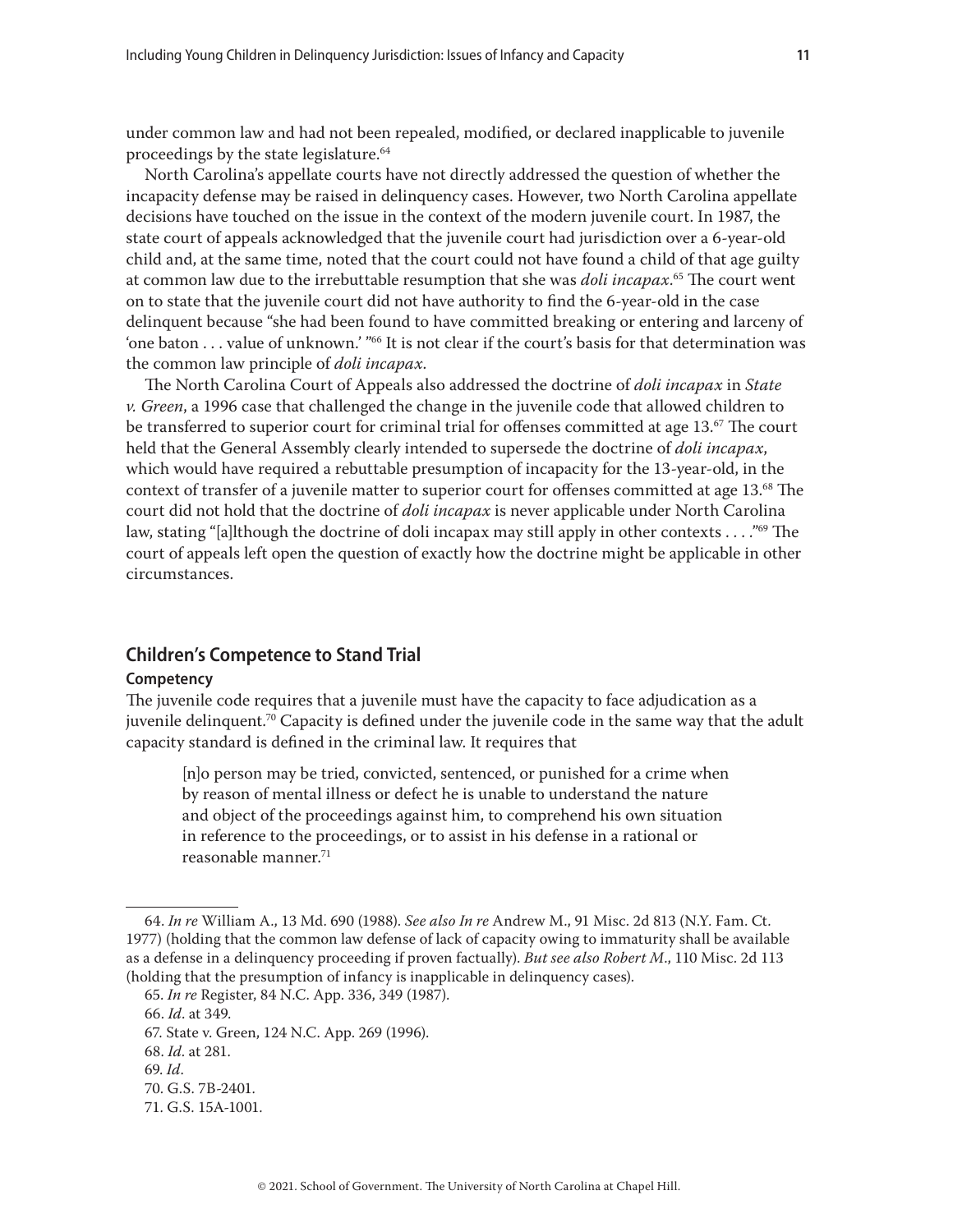under common law and had not been repealed, modified, or declared inapplicable to juvenile proceedings by the state legislature.[64]

North Carolina's appellate courts have not directly addressed the question of whether the incapacity defense may be raised in delinquency cases. However, two North Carolina appellate decisions have touched on the issue in the context of the modern juvenile court. In 1987, the state court of appeals acknowledged that the juvenile court had jurisdiction over a 6-year-old child and, at the same time, noted that the court could not have found a child of that age guilty at common law due to the irrebuttable resumption that she was *doli incapax*.[65] The court went on to state that the juvenile court did not have authority to find the 6-year-old in the case delinquent because "she had been found to have committed breaking or entering and larceny of 'one baton . . . value of unknown.' "[66] It is not clear if the court's basis for that determination was the common law principle of *doli incapax*.

The North Carolina Court of Appeals also addressed the doctrine of *doli incapax* in *State v. Green*, a 1996 case that challenged the change in the juvenile code that allowed children to be transferred to superior court for criminal trial for offenses committed at age 13.[67] The court held that the General Assembly clearly intended to supersede the doctrine of *doli incapax*, which would have required a rebuttable presumption of incapacity for the 13-year-old, in the context of transfer of a juvenile matter to superior court for offenses committed at age 13.[68] The court did not hold that the doctrine of *doli incapax* is never applicable under North Carolina law, stating "[a]lthough the doctrine of doli incapax may still apply in other contexts . . . ."[69] The court of appeals left open the question of exactly how the doctrine might be applicable in other circumstances.

## Children's Competence to Stand Trial

### Competency

The juvenile code requires that a juvenile must have the capacity to face adjudication as a juvenile delinquent.[70] Capacity is defined under the juvenile code in the same way that the adult capacity standard is defined in the criminal law. It requires that

> [n]o person may be tried, convicted, sentenced, or punished for a crime when by reason of mental illness or defect he is unable to understand the nature and object of the proceedings against him, to comprehend his own situation in reference to the proceedings, or to assist in his defense in a rational or reasonable manner.[71]

---

64. *In re* William A., 13 Md. 690 (1988). *See also In re* Andrew M., 91 Misc. 2d 813 (N.Y. Fam. Ct. 1977) (holding that the common law defense of lack of capacity owing to immaturity shall be available as a defense in a delinquency proceeding if proven factually). *But see also Robert M.*, 110 Misc. 2d 113 (holding that the presumption of infancy is inapplicable in delinquency cases).

65. *In re* Register, 84 N.C. App. 336, 349 (1987).

66. *Id.* at 349.

67. State v. Green, 124 N.C. App. 269 (1996).

68. *Id.* at 281.

69. *Id.*

70. G.S. 7B-2401.

71. G.S. 15A-1001.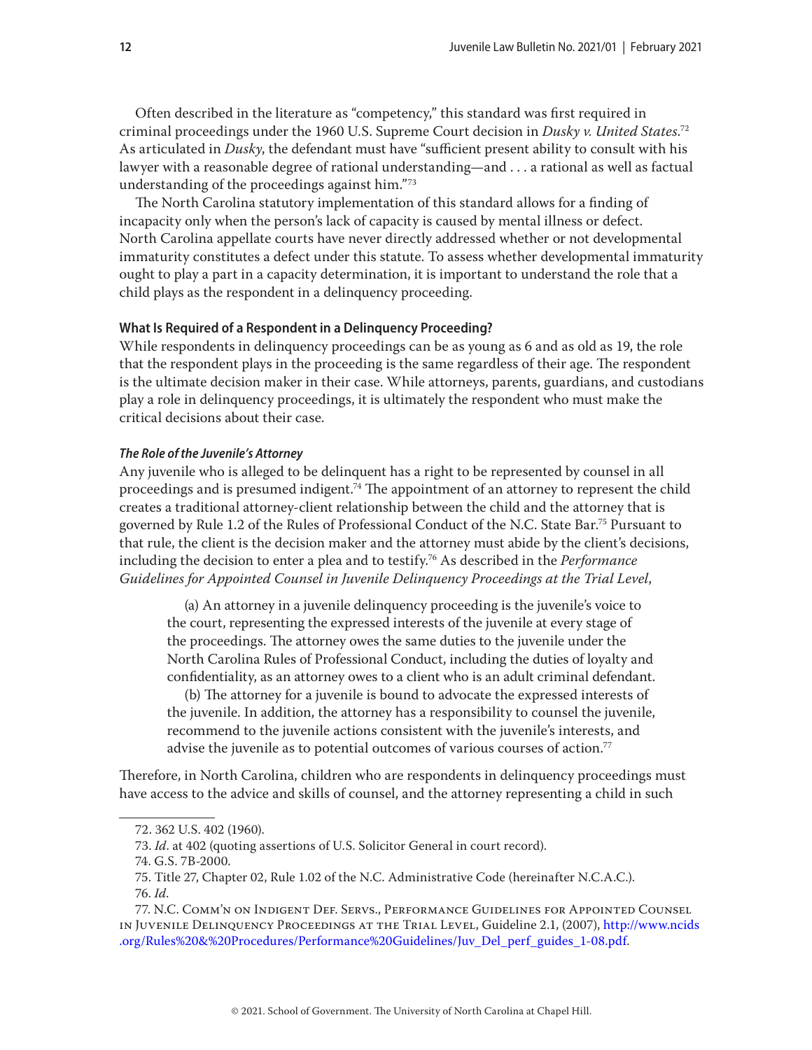Often described in the literature as "competency," this standard was first required in criminal proceedings under the 1960 U.S. Supreme Court decision in *Dusky v. United States*.[72] As articulated in *Dusky*, the defendant must have "sufficient present ability to consult with his lawyer with a reasonable degree of rational understanding—and . . . a rational as well as factual understanding of the proceedings against him."[73]

The North Carolina statutory implementation of this standard allows for a finding of incapacity only when the person's lack of capacity is caused by mental illness or defect. North Carolina appellate courts have never directly addressed whether or not developmental immaturity constitutes a defect under this statute. To assess whether developmental immaturity ought to play a part in a capacity determination, it is important to understand the role that a child plays as the respondent in a delinquency proceeding.

### What Is Required of a Respondent in a Delinquency Proceeding?

While respondents in delinquency proceedings can be as young as 6 and as old as 19, the role that the respondent plays in the proceeding is the same regardless of their age. The respondent is the ultimate decision maker in their case. While attorneys, parents, guardians, and custodians play a role in delinquency proceedings, it is ultimately the respondent who must make the critical decisions about their case.

#### *The Role of the Juvenile's Attorney*

Any juvenile who is alleged to be delinquent has a right to be represented by counsel in all proceedings and is presumed indigent.[74] The appointment of an attorney to represent the child creates a traditional attorney-client relationship between the child and the attorney that is governed by Rule 1.2 of the Rules of Professional Conduct of the N.C. State Bar.[75] Pursuant to that rule, the client is the decision maker and the attorney must abide by the client's decisions, including the decision to enter a plea and to testify.[76] As described in the *Performance Guidelines for Appointed Counsel in Juvenile Delinquency Proceedings at the Trial Level*,

> (a) An attorney in a juvenile delinquency proceeding is the juvenile's voice to the court, representing the expressed interests of the juvenile at every stage of the proceedings. The attorney owes the same duties to the juvenile under the North Carolina Rules of Professional Conduct, including the duties of loyalty and confidentiality, as an attorney owes to a client who is an adult criminal defendant.
>
> (b) The attorney for a juvenile is bound to advocate the expressed interests of the juvenile. In addition, the attorney has a responsibility to counsel the juvenile, recommend to the juvenile actions consistent with the juvenile's interests, and advise the juvenile as to potential outcomes of various courses of action.[77]

Therefore, in North Carolina, children who are respondents in delinquency proceedings must have access to the advice and skills of counsel, and the attorney representing a child in such

---

72. 362 U.S. 402 (1960).

73. *Id*. at 402 (quoting assertions of U.S. Solicitor General in court record).

74. G.S. 7B-2000.

75. Title 27, Chapter 02, Rule 1.02 of the N.C. Administrative Code (hereinafter N.C.A.C.).

76. *Id*.

77. N.C. Comm'n on Indigent Def. Servs., Performance Guidelines for Appointed Counsel in Juvenile Delinquency Proceedings at the Trial Level, Guideline 2.1, (2007), http://www.ncids.org/Rules%20&%20Procedures/Performance%20Guidelines/Juv_Del_perf_guides_1-08.pdf.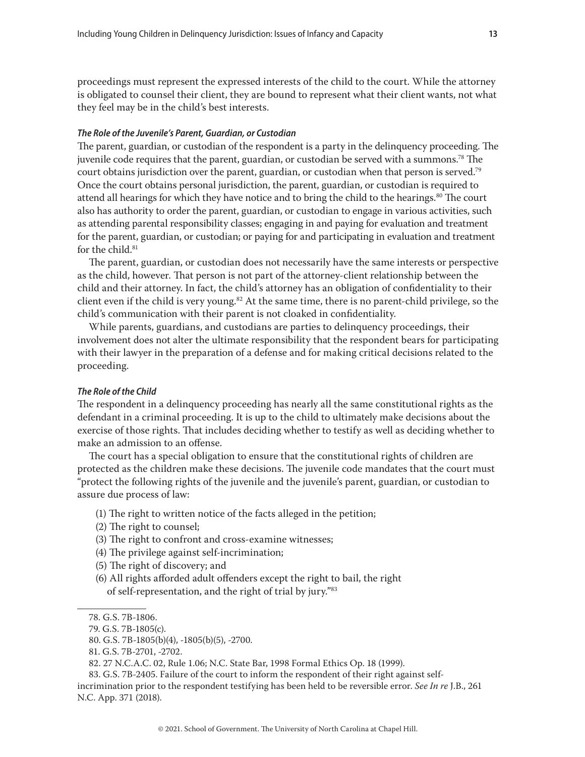proceedings must represent the expressed interests of the child to the court. While the attorney is obligated to counsel their client, they are bound to represent what their client wants, not what they feel may be in the child's best interests.

***The Role of the Juvenile's Parent, Guardian, or Custodian***

The parent, guardian, or custodian of the respondent is a party in the delinquency proceeding. The juvenile code requires that the parent, guardian, or custodian be served with a summons.[78] The court obtains jurisdiction over the parent, guardian, or custodian when that person is served.[79] Once the court obtains personal jurisdiction, the parent, guardian, or custodian is required to attend all hearings for which they have notice and to bring the child to the hearings.[80] The court also has authority to order the parent, guardian, or custodian to engage in various activities, such as attending parental responsibility classes; engaging in and paying for evaluation and treatment for the parent, guardian, or custodian; or paying for and participating in evaluation and treatment for the child.[81]

The parent, guardian, or custodian does not necessarily have the same interests or perspective as the child, however. That person is not part of the attorney-client relationship between the child and their attorney. In fact, the child's attorney has an obligation of confidentiality to their client even if the child is very young.[82] At the same time, there is no parent-child privilege, so the child's communication with their parent is not cloaked in confidentiality.

While parents, guardians, and custodians are parties to delinquency proceedings, their involvement does not alter the ultimate responsibility that the respondent bears for participating with their lawyer in the preparation of a defense and for making critical decisions related to the proceeding.

***The Role of the Child***

The respondent in a delinquency proceeding has nearly all the same constitutional rights as the defendant in a criminal proceeding. It is up to the child to ultimately make decisions about the exercise of those rights. That includes deciding whether to testify as well as deciding whether to make an admission to an offense.

The court has a special obligation to ensure that the constitutional rights of children are protected as the children make these decisions. The juvenile code mandates that the court must "protect the following rights of the juvenile and the juvenile's parent, guardian, or custodian to assure due process of law:

(1) The right to written notice of the facts alleged in the petition;
(2) The right to counsel;
(3) The right to confront and cross-examine witnesses;
(4) The privilege against self-incrimination;
(5) The right of discovery; and
(6) All rights afforded adult offenders except the right to bail, the right of self-representation, and the right of trial by jury."[83]

---

78. G.S. 7B-1806.

79. G.S. 7B-1805(c).

80. G.S. 7B-1805(b)(4), -1805(b)(5), -2700.

81. G.S. 7B-2701, -2702.

82. 27 N.C.A.C. 02, Rule 1.06; N.C. State Bar, 1998 Formal Ethics Op. 18 (1999).

83. G.S. 7B-2405. Failure of the court to inform the respondent of their right against self-incrimination prior to the respondent testifying has been held to be reversible error. *See In re* J.B., 261 N.C. App. 371 (2018).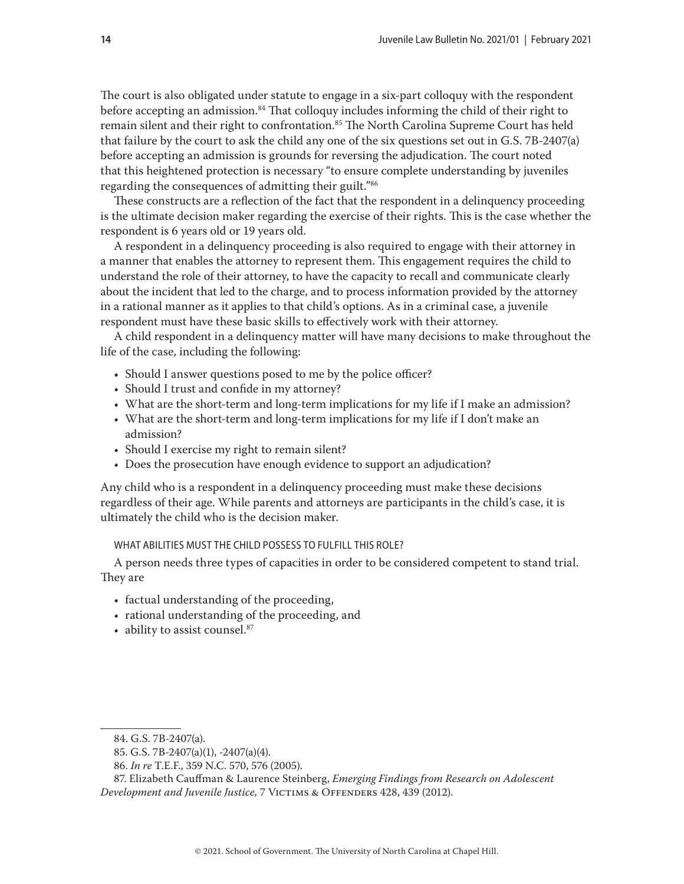The court is also obligated under statute to engage in a six-part colloquy with the respondent before accepting an admission.[84] That colloquy includes informing the child of their right to remain silent and their right to confrontation.[85] The North Carolina Supreme Court has held that failure by the court to ask the child any one of the six questions set out in G.S. 7B-2407(a) before accepting an admission is grounds for reversing the adjudication. The court noted that this heightened protection is necessary "to ensure complete understanding by juveniles regarding the consequences of admitting their guilt."[86]

These constructs are a reflection of the fact that the respondent in a delinquency proceeding is the ultimate decision maker regarding the exercise of their rights. This is the case whether the respondent is 6 years old or 19 years old.

A respondent in a delinquency proceeding is also required to engage with their attorney in a manner that enables the attorney to represent them. This engagement requires the child to understand the role of their attorney, to have the capacity to recall and communicate clearly about the incident that led to the charge, and to process information provided by the attorney in a rational manner as it applies to that child's options. As in a criminal case, a juvenile respondent must have these basic skills to effectively work with their attorney.

A child respondent in a delinquency matter will have many decisions to make throughout the life of the case, including the following:

- Should I answer questions posed to me by the police officer?
- Should I trust and confide in my attorney?
- What are the short-term and long-term implications for my life if I make an admission?
- What are the short-term and long-term implications for my life if I don't make an admission?
- Should I exercise my right to remain silent?
- Does the prosecution have enough evidence to support an adjudication?

Any child who is a respondent in a delinquency proceeding must make these decisions regardless of their age. While parents and attorneys are participants in the child's case, it is ultimately the child who is the decision maker.

#### WHAT ABILITIES MUST THE CHILD POSSESS TO FULFILL THIS ROLE?

A person needs three types of capacities in order to be considered competent to stand trial. They are

- factual understanding of the proceeding,
- rational understanding of the proceeding, and
- ability to assist counsel.[87]

---

84. G.S. 7B-2407(a).

85. G.S. 7B-2407(a)(1), -2407(a)(4).

86. *In re* T.E.F., 359 N.C. 570, 576 (2005).

87. Elizabeth Cauffman & Laurence Steinberg, *Emerging Findings from Research on Adolescent Development and Juvenile Justice,* 7 Victims & Offenders 428, 439 (2012).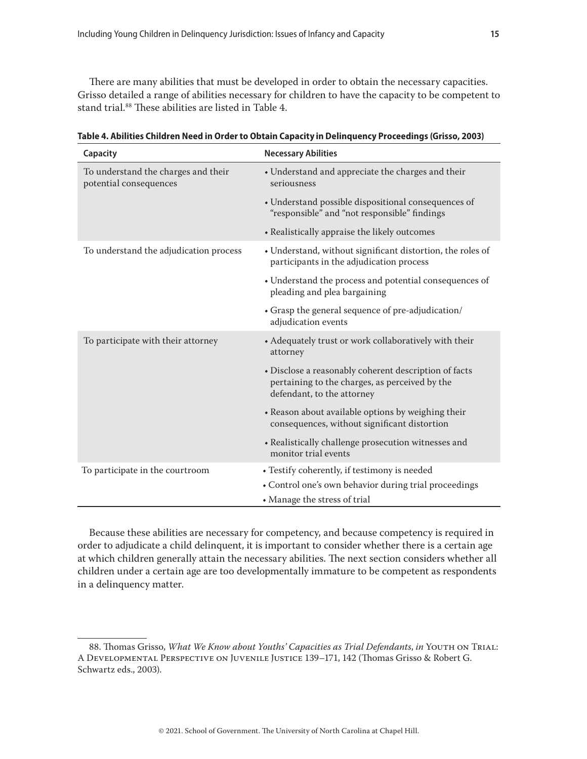There are many abilities that must be developed in order to obtain the necessary capacities. Grisso detailed a range of abilities necessary for children to have the capacity to be competent to stand trial.[88] These abilities are listed in Table 4.

**Table 4. Abilities Children Need in Order to Obtain Capacity in Delinquency Proceedings (Grisso, 2003)**

| Capacity | Necessary Abilities |
|---|---|
| To understand the charges and their potential consequences | • Understand and appreciate the charges and their seriousness |
| | • Understand possible dispositional consequences of "responsible" and "not responsible" findings |
| | • Realistically appraise the likely outcomes |
| To understand the adjudication process | • Understand, without significant distortion, the roles of participants in the adjudication process |
| | • Understand the process and potential consequences of pleading and plea bargaining |
| | • Grasp the general sequence of pre-adjudication/adjudication events |
| To participate with their attorney | • Adequately trust or work collaboratively with their attorney |
| | • Disclose a reasonably coherent description of facts pertaining to the charges, as perceived by the defendant, to the attorney |
| | • Reason about available options by weighing their consequences, without significant distortion |
| | • Realistically challenge prosecution witnesses and monitor trial events |
| To participate in the courtroom | • Testify coherently, if testimony is needed |
| | • Control one's own behavior during trial proceedings |
| | • Manage the stress of trial |

Because these abilities are necessary for competency, and because competency is required in order to adjudicate a child delinquent, it is important to consider whether there is a certain age at which children generally attain the necessary abilities. The next section considers whether all children under a certain age are too developmentally immature to be competent as respondents in a delinquency matter.

---

88. Thomas Grisso, *What We Know about Youths' Capacities as Trial Defendants*, *in* Youth on Trial: A Developmental Perspective on Juvenile Justice 139–171, 142 (Thomas Grisso & Robert G. Schwartz eds., 2003).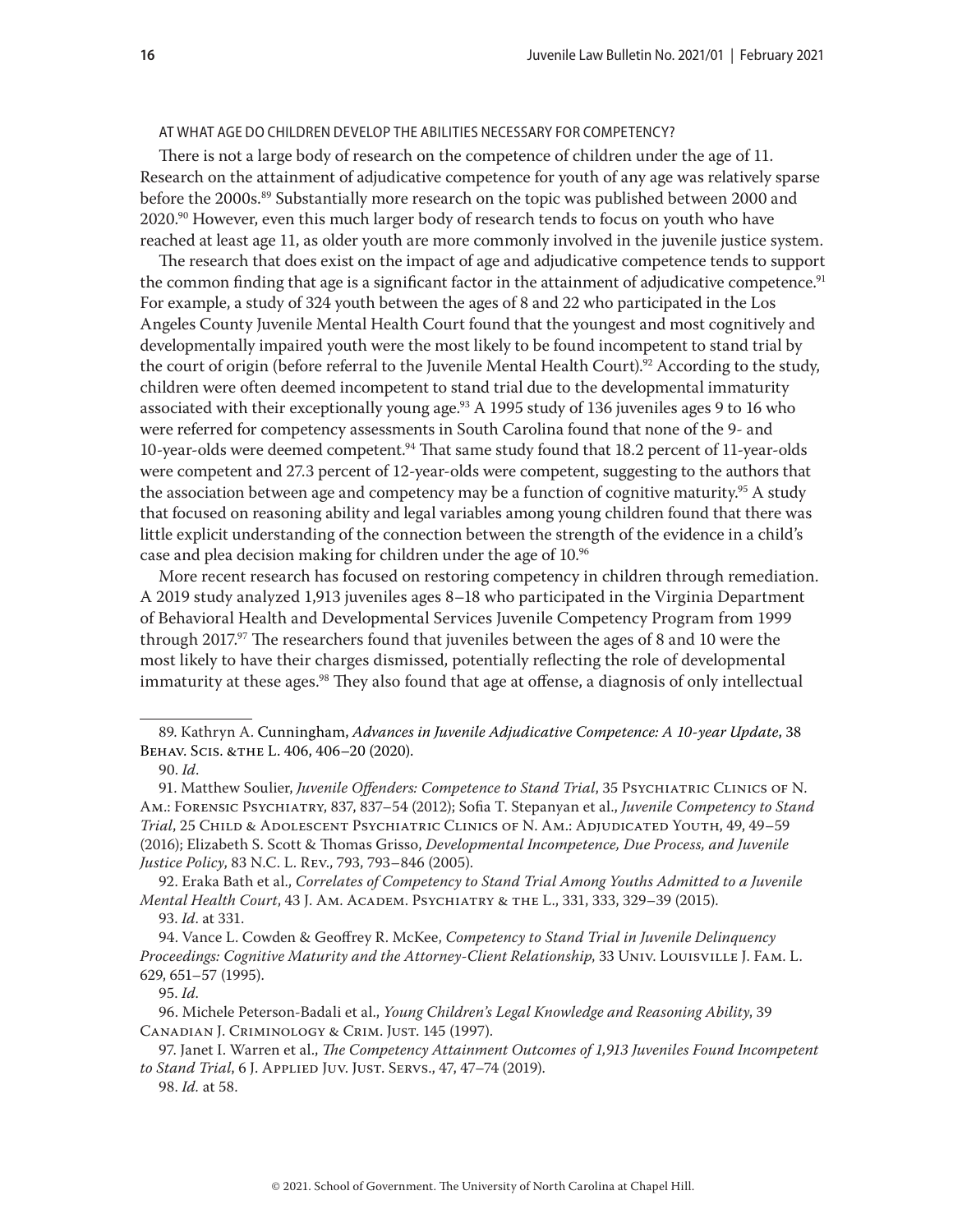### AT WHAT AGE DO CHILDREN DEVELOP THE ABILITIES NECESSARY FOR COMPETENCY?

There is not a large body of research on the competence of children under the age of 11. Research on the attainment of adjudicative competence for youth of any age was relatively sparse before the 2000s.[89] Substantially more research on the topic was published between 2000 and 2020.[90] However, even this much larger body of research tends to focus on youth who have reached at least age 11, as older youth are more commonly involved in the juvenile justice system.

The research that does exist on the impact of age and adjudicative competence tends to support the common finding that age is a significant factor in the attainment of adjudicative competence.[91] For example, a study of 324 youth between the ages of 8 and 22 who participated in the Los Angeles County Juvenile Mental Health Court found that the youngest and most cognitively and developmentally impaired youth were the most likely to be found incompetent to stand trial by the court of origin (before referral to the Juvenile Mental Health Court).[92] According to the study, children were often deemed incompetent to stand trial due to the developmental immaturity associated with their exceptionally young age.[93] A 1995 study of 136 juveniles ages 9 to 16 who were referred for competency assessments in South Carolina found that none of the 9- and 10-year-olds were deemed competent.[94] That same study found that 18.2 percent of 11-year-olds were competent and 27.3 percent of 12-year-olds were competent, suggesting to the authors that the association between age and competency may be a function of cognitive maturity.[95] A study that focused on reasoning ability and legal variables among young children found that there was little explicit understanding of the connection between the strength of the evidence in a child's case and plea decision making for children under the age of 10.[96]

More recent research has focused on restoring competency in children through remediation. A 2019 study analyzed 1,913 juveniles ages 8–18 who participated in the Virginia Department of Behavioral Health and Developmental Services Juvenile Competency Program from 1999 through 2017.[97] The researchers found that juveniles between the ages of 8 and 10 were the most likely to have their charges dismissed, potentially reflecting the role of developmental immaturity at these ages.[98] They also found that age at offense, a diagnosis of only intellectual

---

89. Kathryn A. Cunningham, *Advances in Juvenile Adjudicative Competence: A 10-year Update*, 38 Behav. Scis. &the L. 406, 406–20 (2020).

90. *Id*.

91. Matthew Soulier, *Juvenile Offenders: Competence to Stand Trial*, 35 Psychiatric Clinics of N. Am.: Forensic Psychiatry, 837, 837–54 (2012); Sofia T. Stepanyan et al., *Juvenile Competency to Stand Trial*, 25 Child & Adolescent Psychiatric Clinics of N. Am.: Adjudicated Youth, 49, 49–59 (2016); Elizabeth S. Scott & Thomas Grisso, *Developmental Incompetence, Due Process, and Juvenile Justice Policy*, 83 N.C. L. Rev., 793, 793–846 (2005).

92. Eraka Bath et al., *Correlates of Competency to Stand Trial Among Youths Admitted to a Juvenile Mental Health Court*, 43 J. Am. Academ. Psychiatry & the L., 331, 333, 329–39 (2015).

93. *Id*. at 331.

94. Vance L. Cowden & Geoffrey R. McKee, *Competency to Stand Trial in Juvenile Delinquency Proceedings: Cognitive Maturity and the Attorney-Client Relationship*, 33 Univ. Louisville J. Fam. L. 629, 651–57 (1995).

95. *Id*.

96. Michele Peterson-Badali et al., *Young Children's Legal Knowledge and Reasoning Ability*, 39 Canadian J. Criminology & Crim. Just. 145 (1997).

97. Janet I. Warren et al., *The Competency Attainment Outcomes of 1,913 Juveniles Found Incompetent to Stand Trial*, 6 J. Applied Juv. Just. Servs., 47, 47–74 (2019).

98. *Id.* at 58.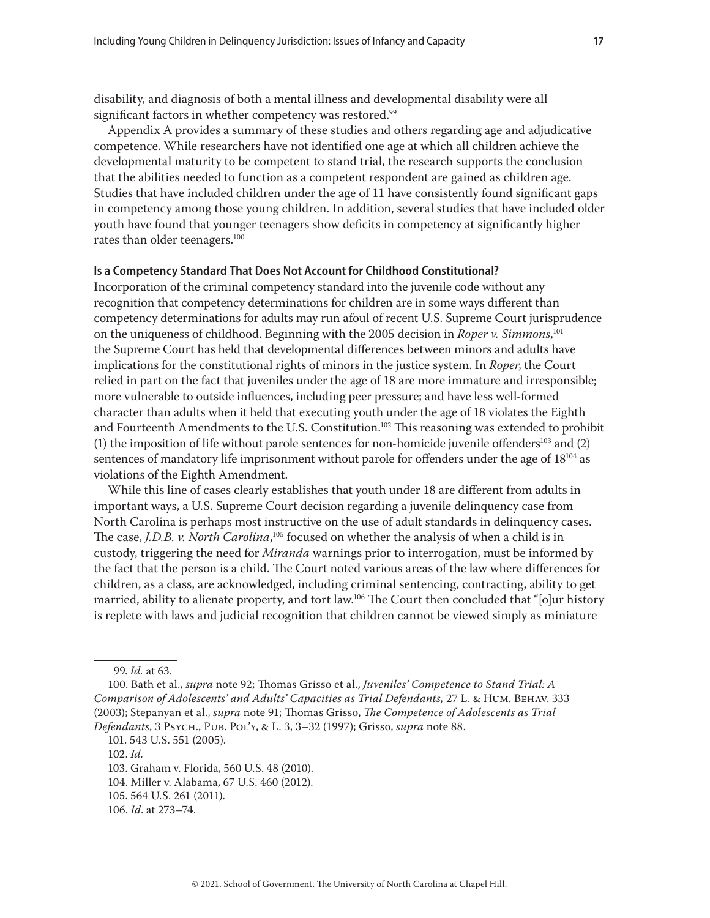disability, and diagnosis of both a mental illness and developmental disability were all significant factors in whether competency was restored.[99]

Appendix A provides a summary of these studies and others regarding age and adjudicative competence. While researchers have not identified one age at which all children achieve the developmental maturity to be competent to stand trial, the research supports the conclusion that the abilities needed to function as a competent respondent are gained as children age. Studies that have included children under the age of 11 have consistently found significant gaps in competency among those young children. In addition, several studies that have included older youth have found that younger teenagers show deficits in competency at significantly higher rates than older teenagers.[100]

### Is a Competency Standard That Does Not Account for Childhood Constitutional?

Incorporation of the criminal competency standard into the juvenile code without any recognition that competency determinations for children are in some ways different than competency determinations for adults may run afoul of recent U.S. Supreme Court jurisprudence on the uniqueness of childhood. Beginning with the 2005 decision in *Roper v. Simmons*,[101] the Supreme Court has held that developmental differences between minors and adults have implications for the constitutional rights of minors in the justice system. In *Roper*, the Court relied in part on the fact that juveniles under the age of 18 are more immature and irresponsible; more vulnerable to outside influences, including peer pressure; and have less well-formed character than adults when it held that executing youth under the age of 18 violates the Eighth and Fourteenth Amendments to the U.S. Constitution.[102] This reasoning was extended to prohibit (1) the imposition of life without parole sentences for non-homicide juvenile offenders[103] and (2) sentences of mandatory life imprisonment without parole for offenders under the age of 18[104] as violations of the Eighth Amendment.

While this line of cases clearly establishes that youth under 18 are different from adults in important ways, a U.S. Supreme Court decision regarding a juvenile delinquency case from North Carolina is perhaps most instructive on the use of adult standards in delinquency cases. The case, *J.D.B. v. North Carolina*,[105] focused on whether the analysis of when a child is in custody, triggering the need for *Miranda* warnings prior to interrogation, must be informed by the fact that the person is a child. The Court noted various areas of the law where differences for children, as a class, are acknowledged, including criminal sentencing, contracting, ability to get married, ability to alienate property, and tort law.[106] The Court then concluded that "[o]ur history is replete with laws and judicial recognition that children cannot be viewed simply as miniature

---

99. *Id.* at 63.

100. Bath et al., *supra* note 92; Thomas Grisso et al., *Juveniles' Competence to Stand Trial: A Comparison of Adolescents' and Adults' Capacities as Trial Defendants*, 27 L. & Hum. Behav. 333 (2003); Stepanyan et al., *supra* note 91; Thomas Grisso, *The Competence of Adolescents as Trial Defendants*, 3 Psych., Pub. Pol'y, & L. 3, 3–32 (1997); Grisso, *supra* note 88.

101. 543 U.S. 551 (2005).

102. *Id.*

103. Graham v. Florida, 560 U.S. 48 (2010).

104. Miller v. Alabama, 67 U.S. 460 (2012).

105. 564 U.S. 261 (2011).

106. *Id.* at 273–74.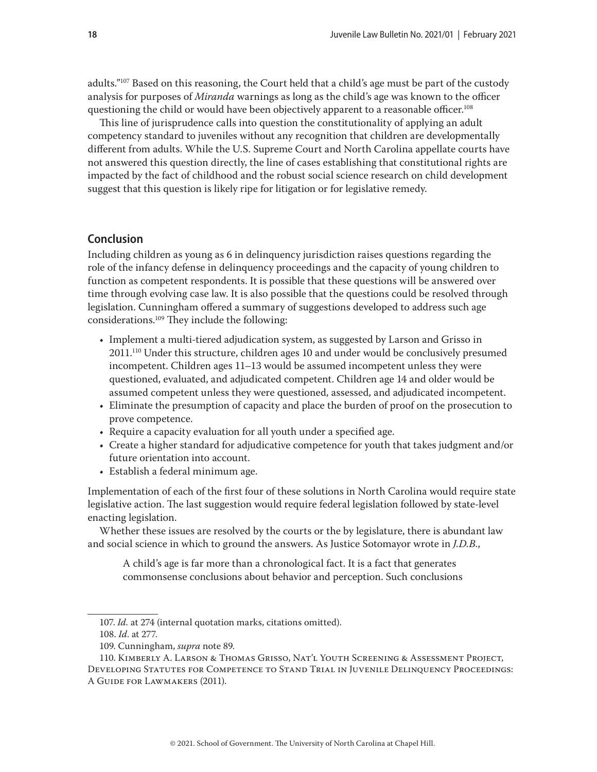adults."[107] Based on this reasoning, the Court held that a child's age must be part of the custody analysis for purposes of *Miranda* warnings as long as the child's age was known to the officer questioning the child or would have been objectively apparent to a reasonable officer.[108]

This line of jurisprudence calls into question the constitutionality of applying an adult competency standard to juveniles without any recognition that children are developmentally different from adults. While the U.S. Supreme Court and North Carolina appellate courts have not answered this question directly, the line of cases establishing that constitutional rights are impacted by the fact of childhood and the robust social science research on child development suggest that this question is likely ripe for litigation or for legislative remedy.

## Conclusion

Including children as young as 6 in delinquency jurisdiction raises questions regarding the role of the infancy defense in delinquency proceedings and the capacity of young children to function as competent respondents. It is possible that these questions will be answered over time through evolving case law. It is also possible that the questions could be resolved through legislation. Cunningham offered a summary of suggestions developed to address such age considerations.[109] They include the following:

- Implement a multi-tiered adjudication system, as suggested by Larson and Grisso in 2011.[110] Under this structure, children ages 10 and under would be conclusively presumed incompetent. Children ages 11–13 would be assumed incompetent unless they were questioned, evaluated, and adjudicated competent. Children age 14 and older would be assumed competent unless they were questioned, assessed, and adjudicated incompetent.
- Eliminate the presumption of capacity and place the burden of proof on the prosecution to prove competence.
- Require a capacity evaluation for all youth under a specified age.
- Create a higher standard for adjudicative competence for youth that takes judgment and/or future orientation into account.
- Establish a federal minimum age.

Implementation of each of the first four of these solutions in North Carolina would require state legislative action. The last suggestion would require federal legislation followed by state-level enacting legislation.

Whether these issues are resolved by the courts or the by legislature, there is abundant law and social science in which to ground the answers. As Justice Sotomayor wrote in *J.D.B.*,

> A child's age is far more than a chronological fact. It is a fact that generates commonsense conclusions about behavior and perception. Such conclusions

---

107. *Id.* at 274 (internal quotation marks, citations omitted).

108. *Id.* at 277.

109. Cunningham, *supra* note 89.

110. Kimberly A. Larson & Thomas Grisso, Nat'l Youth Screening & Assessment Project, Developing Statutes for Competence to Stand Trial in Juvenile Delinquency Proceedings: A Guide for Lawmakers (2011).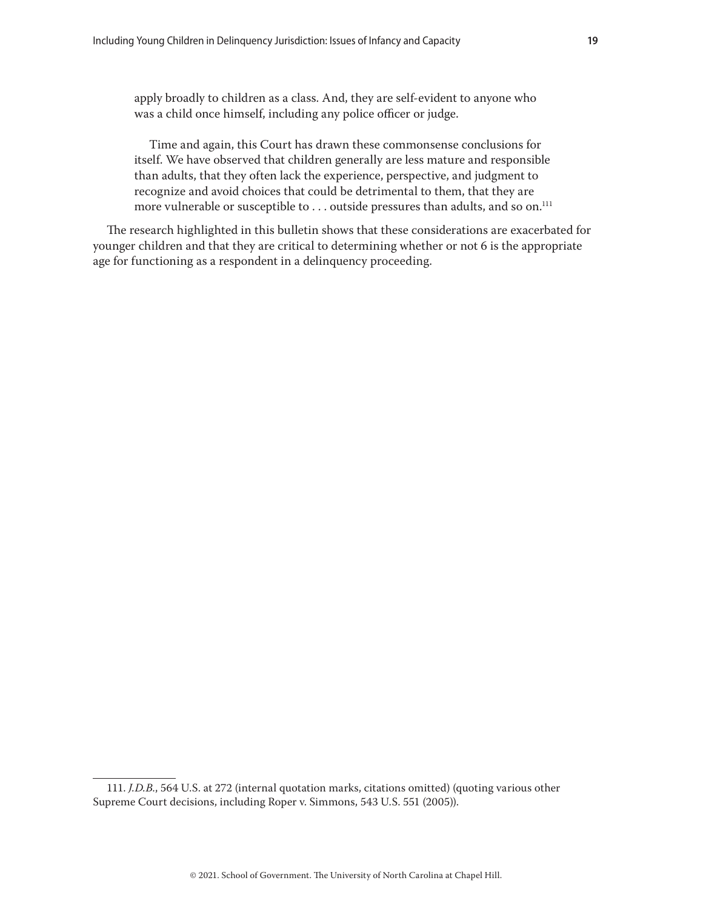> apply broadly to children as a class. And, they are self-evident to anyone who was a child once himself, including any police officer or judge.
>
> Time and again, this Court has drawn these commonsense conclusions for itself. We have observed that children generally are less mature and responsible than adults, that they often lack the experience, perspective, and judgment to recognize and avoid choices that could be detrimental to them, that they are more vulnerable or susceptible to . . . outside pressures than adults, and so on.[111]

The research highlighted in this bulletin shows that these considerations are exacerbated for younger children and that they are critical to determining whether or not 6 is the appropriate age for functioning as a respondent in a delinquency proceeding.

---

111. *J.D.B.*, 564 U.S. at 272 (internal quotation marks, citations omitted) (quoting various other Supreme Court decisions, including Roper v. Simmons, 543 U.S. 551 (2005)).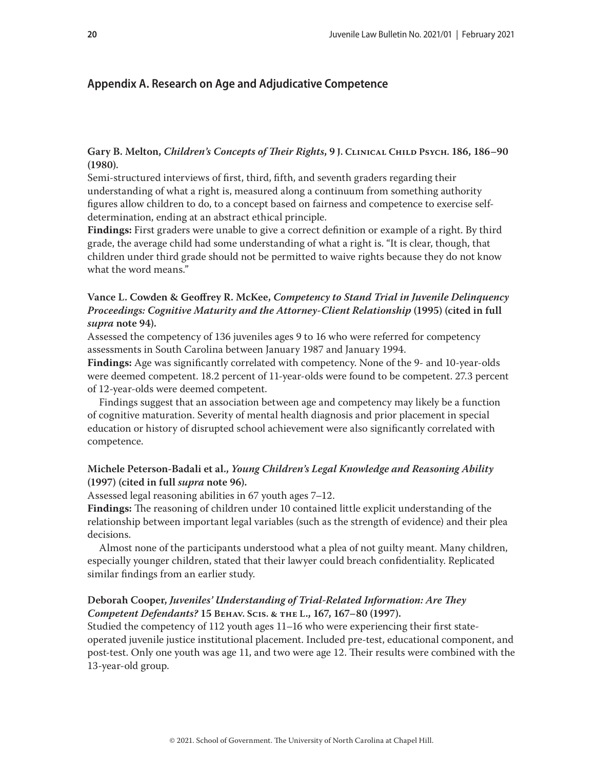## Appendix A. Research on Age and Adjudicative Competence

**Gary B. Melton, *Children's Concepts of Their Rights*, 9 J. Clinical Child Psych. 186, 186–90 (1980).**

Semi-structured interviews of first, third, fifth, and seventh graders regarding their understanding of what a right is, measured along a continuum from something authority figures allow children to do, to a concept based on fairness and competence to exercise self-determination, ending at an abstract ethical principle.

**Findings:** First graders were unable to give a correct definition or example of a right. By third grade, the average child had some understanding of what a right is. "It is clear, though, that children under third grade should not be permitted to waive rights because they do not know what the word means."

**Vance L. Cowden & Geoffrey R. McKee, *Competency to Stand Trial in Juvenile Delinquency Proceedings: Cognitive Maturity and the Attorney-Client Relationship* (1995) (cited in full *supra* note 94).**

Assessed the competency of 136 juveniles ages 9 to 16 who were referred for competency assessments in South Carolina between January 1987 and January 1994.

**Findings:** Age was significantly correlated with competency. None of the 9- and 10-year-olds were deemed competent. 18.2 percent of 11-year-olds were found to be competent. 27.3 percent of 12-year-olds were deemed competent.

Findings suggest that an association between age and competency may likely be a function of cognitive maturation. Severity of mental health diagnosis and prior placement in special education or history of disrupted school achievement were also significantly correlated with competence.

**Michele Peterson-Badali et al., *Young Children's Legal Knowledge and Reasoning Ability* (1997) (cited in full *supra* note 96).**

Assessed legal reasoning abilities in 67 youth ages 7–12.

**Findings:** The reasoning of children under 10 contained little explicit understanding of the relationship between important legal variables (such as the strength of evidence) and their plea decisions.

Almost none of the participants understood what a plea of not guilty meant. Many children, especially younger children, stated that their lawyer could breach confidentiality. Replicated similar findings from an earlier study.

**Deborah Cooper, *Juveniles' Understanding of Trial-Related Information: Are They Competent Defendants?* 15 Behav. Scis. & the L., 167, 167–80 (1997).**

Studied the competency of 112 youth ages 11–16 who were experiencing their first state-operated juvenile justice institutional placement. Included pre-test, educational component, and post-test. Only one youth was age 11, and two were age 12. Their results were combined with the 13-year-old group.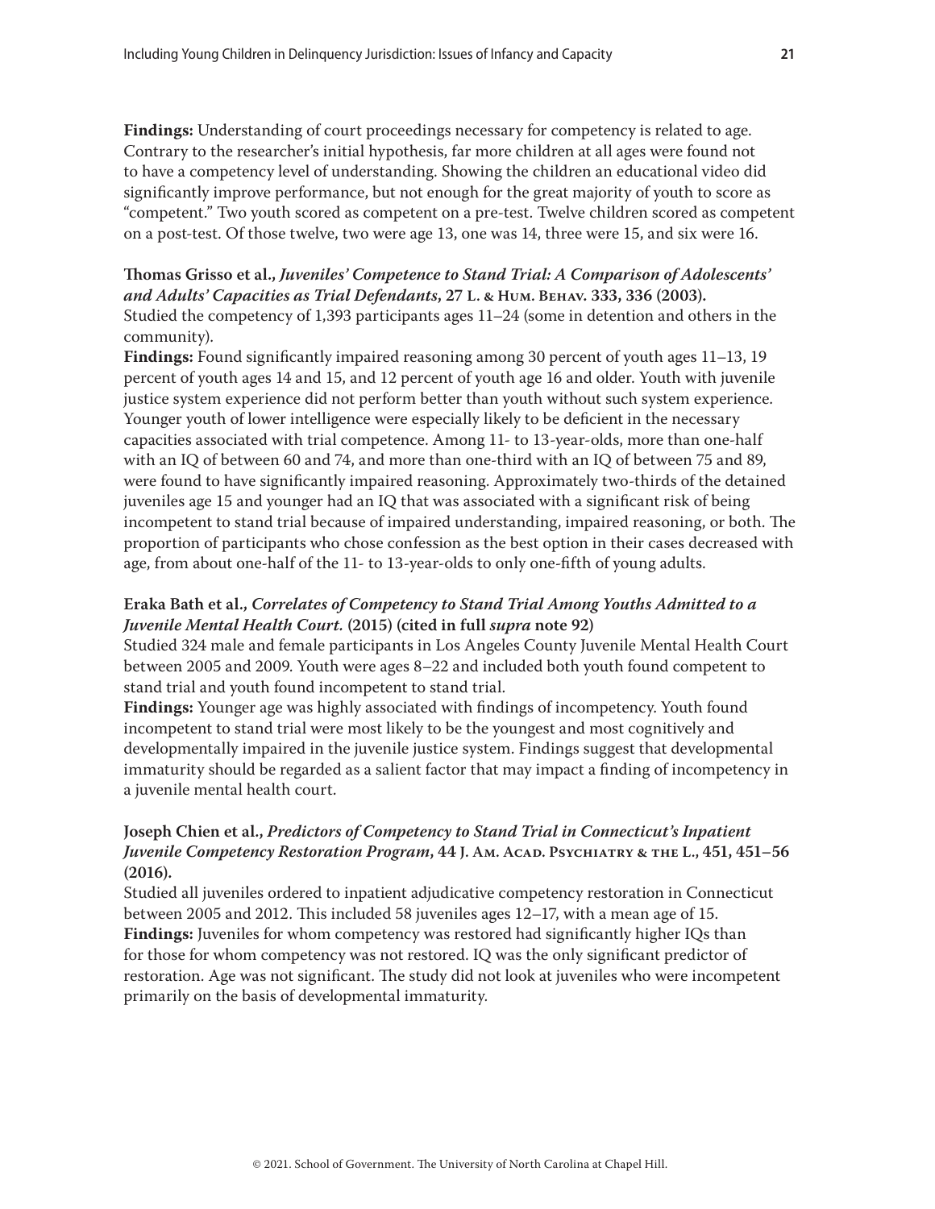**Findings:** Understanding of court proceedings necessary for competency is related to age. Contrary to the researcher's initial hypothesis, far more children at all ages were found not to have a competency level of understanding. Showing the children an educational video did significantly improve performance, but not enough for the great majority of youth to score as "competent." Two youth scored as competent on a pre-test. Twelve children scored as competent on a post-test. Of those twelve, two were age 13, one was 14, three were 15, and six were 16.

**Thomas Grisso et al.,** ***Juveniles' Competence to Stand Trial: A Comparison of Adolescents' and Adults' Capacities as Trial Defendants*****, 27 L. & Hum. Behav. 333, 336 (2003).**
Studied the competency of 1,393 participants ages 11–24 (some in detention and others in the community).
**Findings:** Found significantly impaired reasoning among 30 percent of youth ages 11–13, 19 percent of youth ages 14 and 15, and 12 percent of youth age 16 and older. Youth with juvenile justice system experience did not perform better than youth without such system experience. Younger youth of lower intelligence were especially likely to be deficient in the necessary capacities associated with trial competence. Among 11- to 13-year-olds, more than one-half with an IQ of between 60 and 74, and more than one-third with an IQ of between 75 and 89, were found to have significantly impaired reasoning. Approximately two-thirds of the detained juveniles age 15 and younger had an IQ that was associated with a significant risk of being incompetent to stand trial because of impaired understanding, impaired reasoning, or both. The proportion of participants who chose confession as the best option in their cases decreased with age, from about one-half of the 11- to 13-year-olds to only one-fifth of young adults.

**Eraka Bath et al.,** ***Correlates of Competency to Stand Trial Among Youths Admitted to a Juvenile Mental Health Court.*** **(2015) (cited in full** ***supra*** **note 92)**
Studied 324 male and female participants in Los Angeles County Juvenile Mental Health Court between 2005 and 2009. Youth were ages 8–22 and included both youth found competent to stand trial and youth found incompetent to stand trial.
**Findings:** Younger age was highly associated with findings of incompetency. Youth found incompetent to stand trial were most likely to be the youngest and most cognitively and developmentally impaired in the juvenile justice system. Findings suggest that developmental immaturity should be regarded as a salient factor that may impact a finding of incompetency in a juvenile mental health court.

**Joseph Chien et al.,** ***Predictors of Competency to Stand Trial in Connecticut's Inpatient Juvenile Competency Restoration Program*****, 44 J. Am. Acad. Psychiatry & the L., 451, 451–56 (2016).**
Studied all juveniles ordered to inpatient adjudicative competency restoration in Connecticut between 2005 and 2012. This included 58 juveniles ages 12–17, with a mean age of 15.
**Findings:** Juveniles for whom competency was restored had significantly higher IQs than for those for whom competency was not restored. IQ was the only significant predictor of restoration. Age was not significant. The study did not look at juveniles who were incompetent primarily on the basis of developmental immaturity.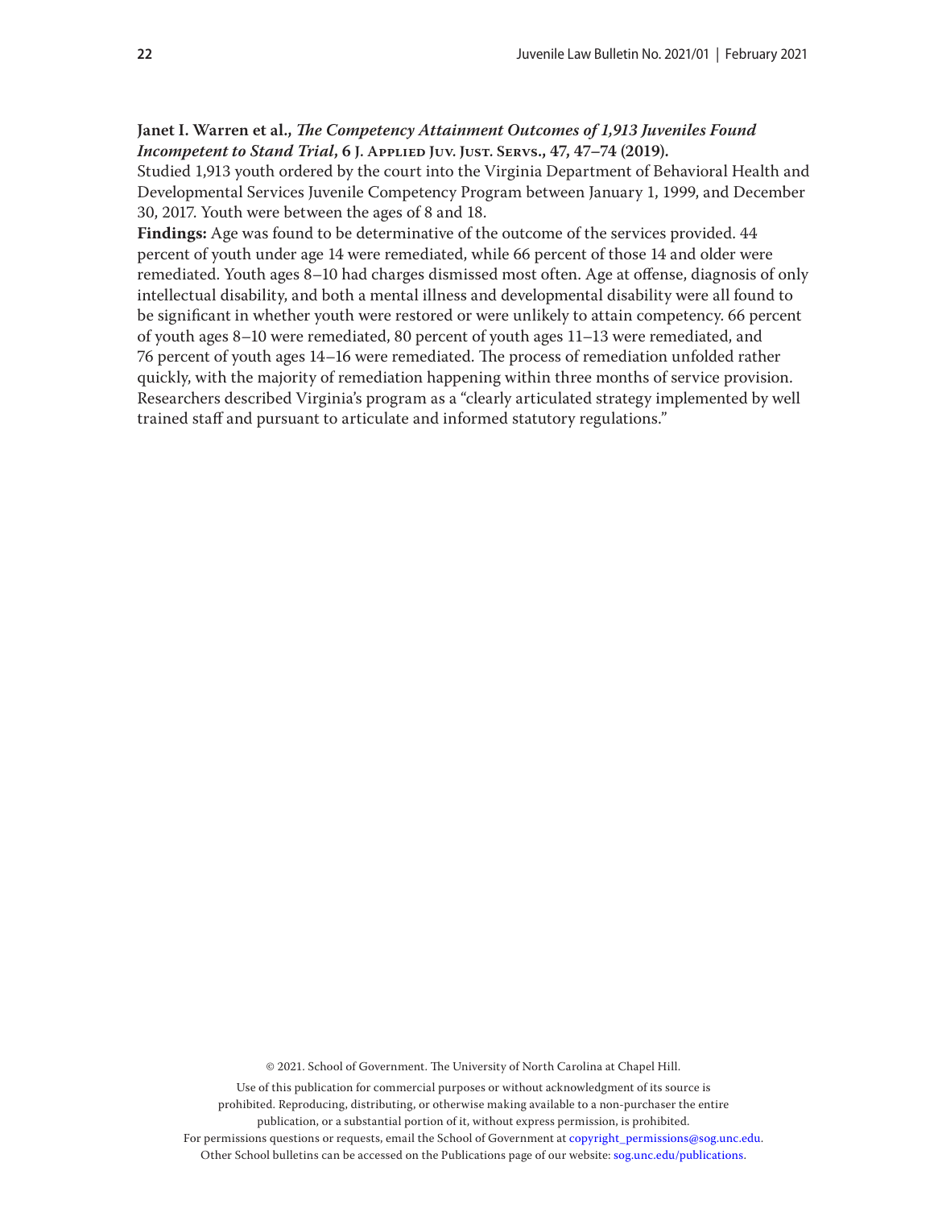**Janet I. Warren et al., *The Competency Attainment Outcomes of 1,913 Juveniles Found Incompetent to Stand Trial*, 6 J. Applied Juv. Just. Servs., 47, 47–74 (2019).**

Studied 1,913 youth ordered by the court into the Virginia Department of Behavioral Health and Developmental Services Juvenile Competency Program between January 1, 1999, and December 30, 2017. Youth were between the ages of 8 and 18.

**Findings:** Age was found to be determinative of the outcome of the services provided. 44 percent of youth under age 14 were remediated, while 66 percent of those 14 and older were remediated. Youth ages 8–10 had charges dismissed most often. Age at offense, diagnosis of only intellectual disability, and both a mental illness and developmental disability were all found to be significant in whether youth were restored or were unlikely to attain competency. 66 percent of youth ages 8–10 were remediated, 80 percent of youth ages 11–13 were remediated, and 76 percent of youth ages 14–16 were remediated. The process of remediation unfolded rather quickly, with the majority of remediation happening within three months of service provision. Researchers described Virginia's program as a "clearly articulated strategy implemented by well trained staff and pursuant to articulate and informed statutory regulations."

© 2021. School of Government. The University of North Carolina at Chapel Hill.

Use of this publication for commercial purposes or without acknowledgment of its source is prohibited. Reproducing, distributing, or otherwise making available to a non-purchaser the entire publication, or a substantial portion of it, without express permission, is prohibited.

For permissions questions or requests, email the School of Government at copyright_permissions@sog.unc.edu.

Other School bulletins can be accessed on the Publications page of our website: sog.unc.edu/publications.